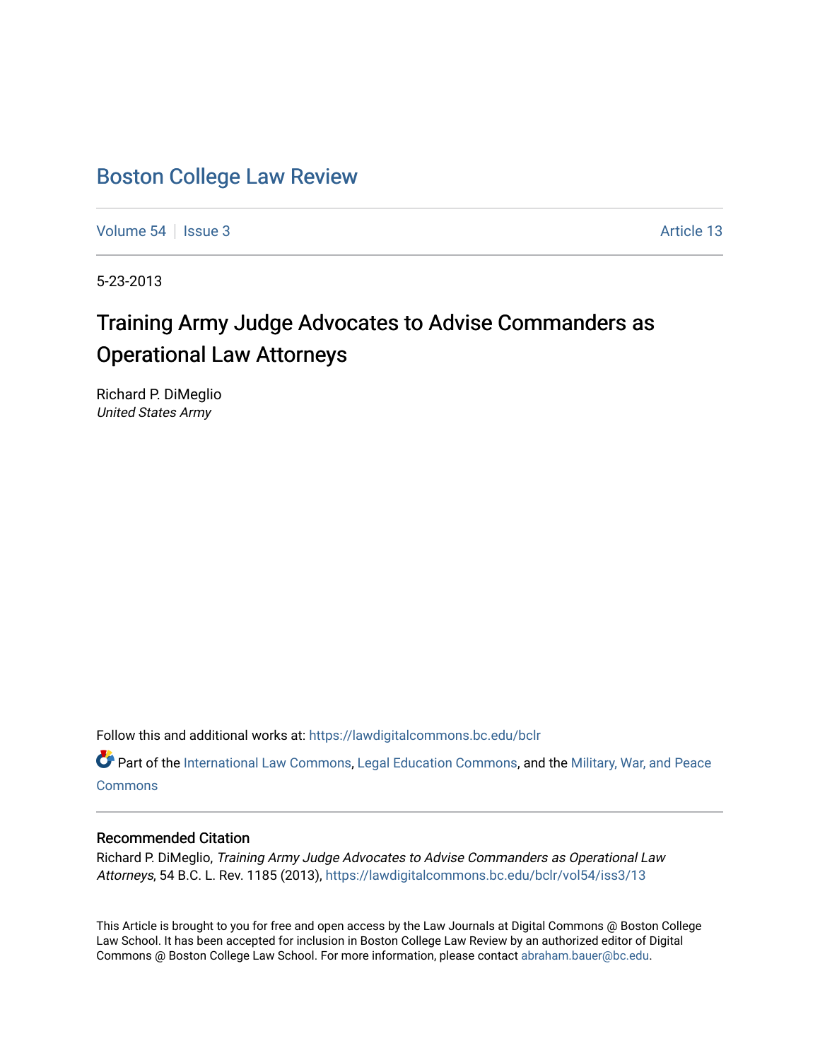# Boston College Law Review

Volume 54 | Issue 3 Article 13

5-23-2013

## Training Army Judge Advocates to Advise Commanders as Operational Law Attorneys

Richard P. DiMeglio
*United States Army*

Follow this and additional works at: https://lawdigitalcommons.bc.edu/bclr

Part of the International Law Commons, Legal Education Commons, and the Military, War, and Peace Commons

### Recommended Citation

Richard P. DiMeglio, *Training Army Judge Advocates to Advise Commanders as Operational Law Attorneys*, 54 B.C. L. Rev. 1185 (2013), https://lawdigitalcommons.bc.edu/bclr/vol54/iss3/13

This Article is brought to you for free and open access by the Law Journals at Digital Commons @ Boston College Law School. It has been accepted for inclusion in Boston College Law Review by an authorized editor of Digital Commons @ Boston College Law School. For more information, please contact abraham.bauer@bc.edu.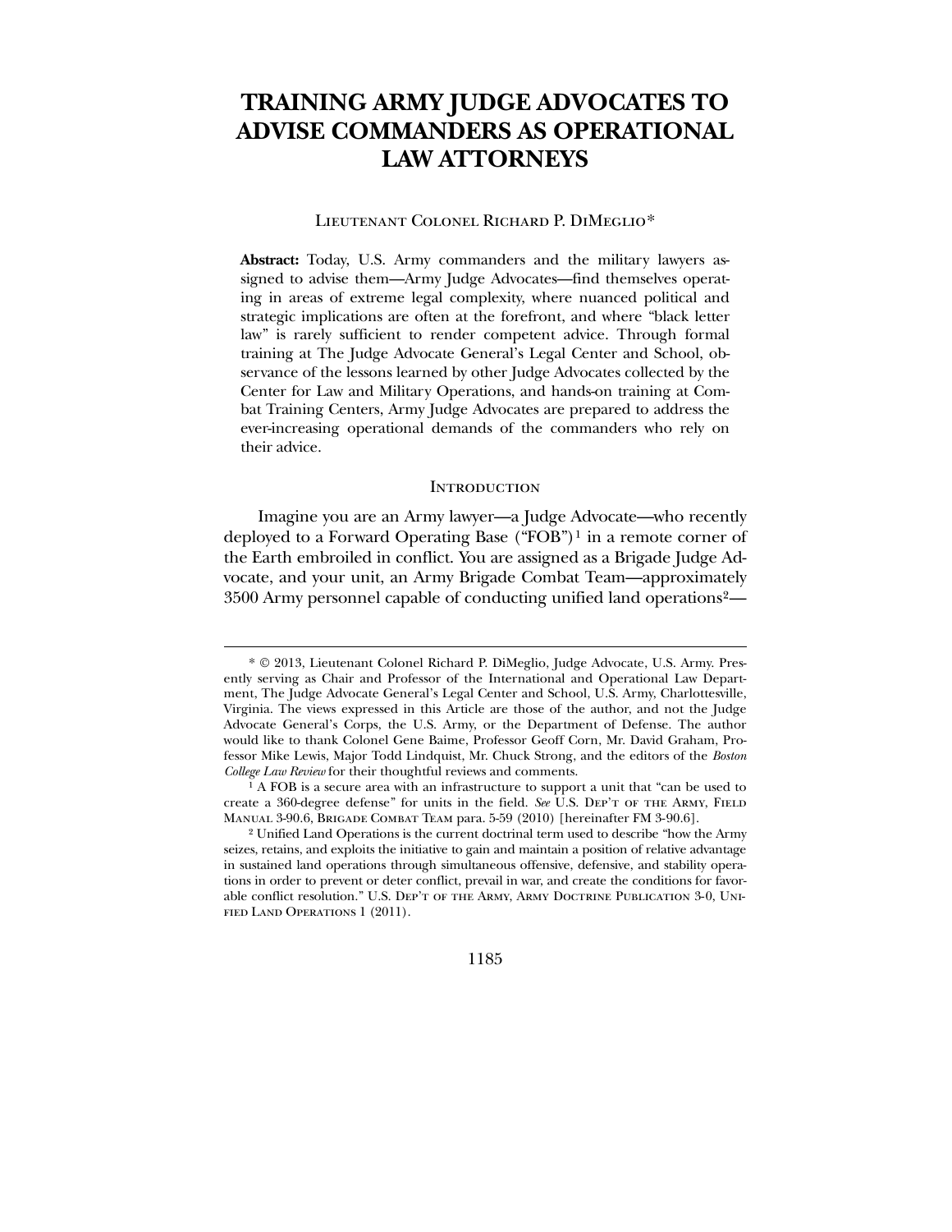# TRAINING ARMY JUDGE ADVOCATES TO ADVISE COMMANDERS AS OPERATIONAL LAW ATTORNEYS

Lieutenant Colonel Richard P. DiMeglio*

**Abstract:** Today, U.S. Army commanders and the military lawyers assigned to advise them—Army Judge Advocates—find themselves operating in areas of extreme legal complexity, where nuanced political and strategic implications are often at the forefront, and where "black letter law" is rarely sufficient to render competent advice. Through formal training at The Judge Advocate General's Legal Center and School, observance of the lessons learned by other Judge Advocates collected by the Center for Law and Military Operations, and hands-on training at Combat Training Centers, Army Judge Advocates are prepared to address the ever-increasing operational demands of the commanders who rely on their advice.

## Introduction

Imagine you are an Army lawyer—a Judge Advocate—who recently deployed to a Forward Operating Base ("FOB")[1] in a remote corner of the Earth embroiled in conflict. You are assigned as a Brigade Judge Advocate, and your unit, an Army Brigade Combat Team—approximately 3500 Army personnel capable of conducting unified land operations[2]—

---

\* © 2013, Lieutenant Colonel Richard P. DiMeglio, Judge Advocate, U.S. Army. Presently serving as Chair and Professor of the International and Operational Law Department, The Judge Advocate General's Legal Center and School, U.S. Army, Charlottesville, Virginia. The views expressed in this Article are those of the author, and not the Judge Advocate General's Corps, the U.S. Army, or the Department of Defense. The author would like to thank Colonel Gene Baime, Professor Geoff Corn, Mr. David Graham, Professor Mike Lewis, Major Todd Lindquist, Mr. Chuck Strong, and the editors of the *Boston College Law Review* for their thoughtful reviews and comments.

[1] A FOB is a secure area with an infrastructure to support a unit that "can be used to create a 360-degree defense" for units in the field. *See* U.S. Dep't of the Army, Field Manual 3-90.6, Brigade Combat Team para. 5-59 (2010) [hereinafter FM 3-90.6].

[2] Unified Land Operations is the current doctrinal term used to describe "how the Army seizes, retains, and exploits the initiative to gain and maintain a position of relative advantage in sustained land operations through simultaneous offensive, defensive, and stability operations in order to prevent or deter conflict, prevail in war, and create the conditions for favorable conflict resolution." U.S. Dep't of the Army, Army Doctrine Publication 3-0, Unified Land Operations 1 (2011).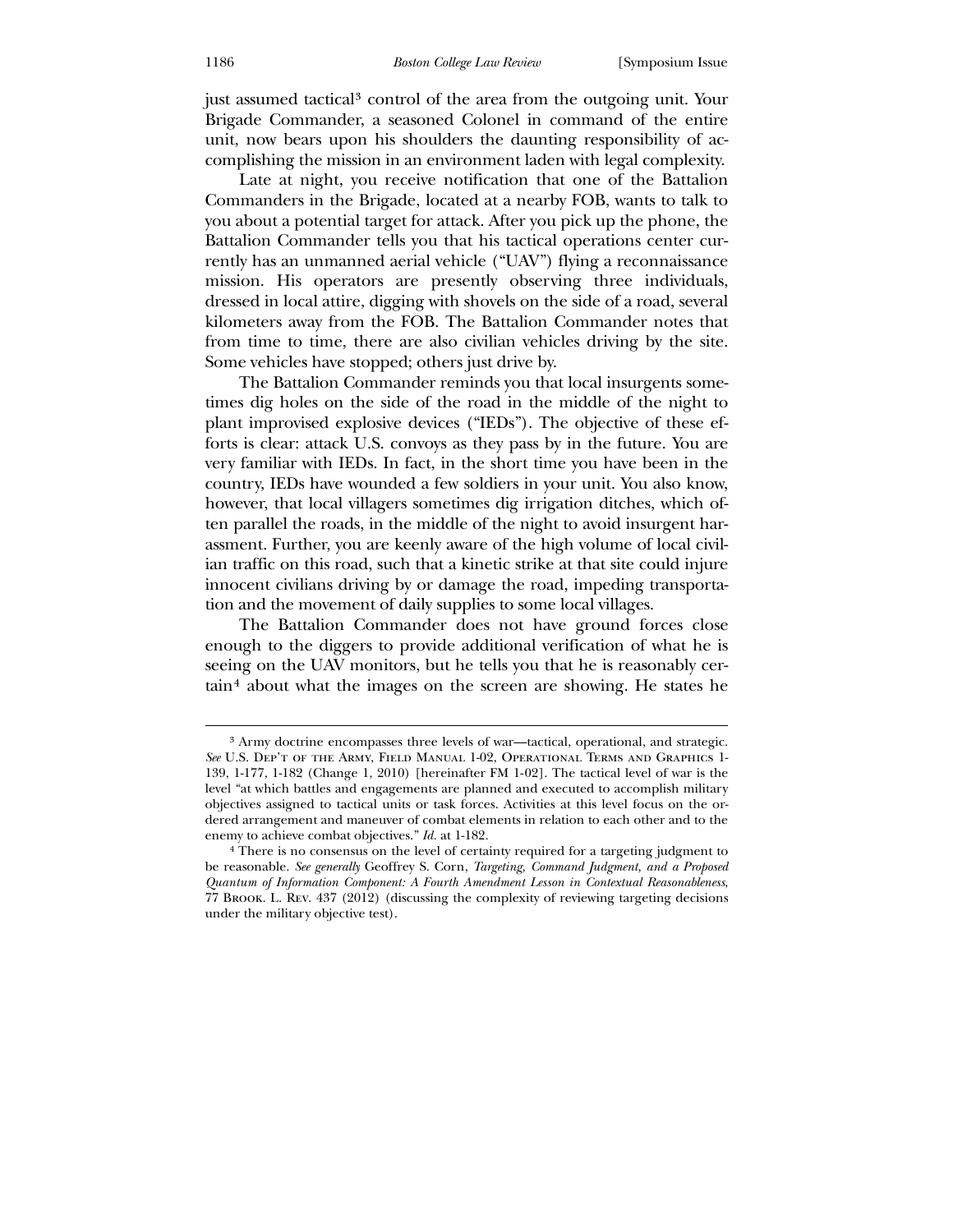just assumed tactical[3] control of the area from the outgoing unit. Your Brigade Commander, a seasoned Colonel in command of the entire unit, now bears upon his shoulders the daunting responsibility of accomplishing the mission in an environment laden with legal complexity.

Late at night, you receive notification that one of the Battalion Commanders in the Brigade, located at a nearby FOB, wants to talk to you about a potential target for attack. After you pick up the phone, the Battalion Commander tells you that his tactical operations center currently has an unmanned aerial vehicle ("UAV") flying a reconnaissance mission. His operators are presently observing three individuals, dressed in local attire, digging with shovels on the side of a road, several kilometers away from the FOB. The Battalion Commander notes that from time to time, there are also civilian vehicles driving by the site. Some vehicles have stopped; others just drive by.

The Battalion Commander reminds you that local insurgents sometimes dig holes on the side of the road in the middle of the night to plant improvised explosive devices ("IEDs"). The objective of these efforts is clear: attack U.S. convoys as they pass by in the future. You are very familiar with IEDs. In fact, in the short time you have been in the country, IEDs have wounded a few soldiers in your unit. You also know, however, that local villagers sometimes dig irrigation ditches, which often parallel the roads, in the middle of the night to avoid insurgent harassment. Further, you are keenly aware of the high volume of local civilian traffic on this road, such that a kinetic strike at that site could injure innocent civilians driving by or damage the road, impeding transportation and the movement of daily supplies to some local villages.

The Battalion Commander does not have ground forces close enough to the diggers to provide additional verification of what he is seeing on the UAV monitors, but he tells you that he is reasonably certain[4] about what the images on the screen are showing. He states he

---

[3] Army doctrine encompasses three levels of war—tactical, operational, and strategic. *See* U.S. Dep't of the Army, Field Manual 1-02, Operational Terms and Graphics 1-139, 1-177, 1-182 (Change 1, 2010) [hereinafter FM 1-02]. The tactical level of war is the level "at which battles and engagements are planned and executed to accomplish military objectives assigned to tactical units or task forces. Activities at this level focus on the ordered arrangement and maneuver of combat elements in relation to each other and to the enemy to achieve combat objectives." *Id.* at 1-182.

[4] There is no consensus on the level of certainty required for a targeting judgment to be reasonable. *See generally* Geoffrey S. Corn, *Targeting, Command Judgment, and a Proposed Quantum of Information Component: A Fourth Amendment Lesson in Contextual Reasonableness*, 77 Brook. L. Rev. 437 (2012) (discussing the complexity of reviewing targeting decisions under the military objective test).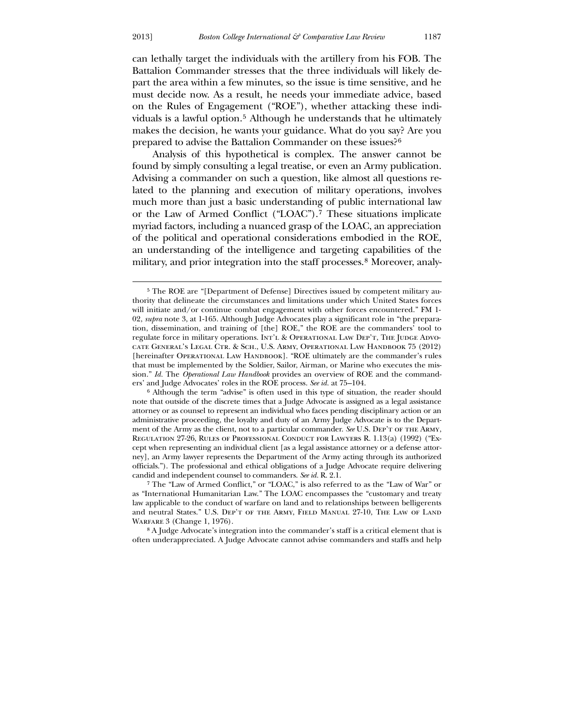can lethally target the individuals with the artillery from his FOB. The Battalion Commander stresses that the three individuals will likely depart the area within a few minutes, so the issue is time sensitive, and he must decide now. As a result, he needs your immediate advice, based on the Rules of Engagement ("ROE"), whether attacking these individuals is a lawful option.[5] Although he understands that he ultimately makes the decision, he wants your guidance. What do you say? Are you prepared to advise the Battalion Commander on these issues?[6]

Analysis of this hypothetical is complex. The answer cannot be found by simply consulting a legal treatise, or even an Army publication. Advising a commander on such a question, like almost all questions related to the planning and execution of military operations, involves much more than just a basic understanding of public international law or the Law of Armed Conflict ("LOAC").[7] These situations implicate myriad factors, including a nuanced grasp of the LOAC, an appreciation of the political and operational considerations embodied in the ROE, an understanding of the intelligence and targeting capabilities of the military, and prior integration into the staff processes.[8] Moreover, analy-

---

[5] The ROE are "[Department of Defense] Directives issued by competent military authority that delineate the circumstances and limitations under which United States forces will initiate and/or continue combat engagement with other forces encountered." FM 1-02, *supra* note 3, at 1-165. Although Judge Advocates play a significant role in "the preparation, dissemination, and training of [the] ROE," the ROE are the commanders' tool to regulate force in military operations. Int'l & Operational Law Dep't, The Judge Advocate General's Legal Ctr. & Sch., U.S. Army, Operational Law Handbook 75 (2012) [hereinafter Operational Law Handbook]. "ROE ultimately are the commander's rules that must be implemented by the Soldier, Sailor, Airman, or Marine who executes the mission." *Id.* The *Operational Law Handbook* provides an overview of ROE and the commanders' and Judge Advocates' roles in the ROE process. *See id.* at 75–104.

[6] Although the term "advise" is often used in this type of situation, the reader should note that outside of the discrete times that a Judge Advocate is assigned as a legal assistance attorney or as counsel to represent an individual who faces pending disciplinary action or an administrative proceeding, the loyalty and duty of an Army Judge Advocate is to the Department of the Army as the client, not to a particular commander. *See* U.S. Dep't of the Army, Regulation 27-26, Rules of Professional Conduct for Lawyers R. 1.13(a) (1992) ("Except when representing an individual client [as a legal assistance attorney or a defense attorney], an Army lawyer represents the Department of the Army acting through its authorized officials."). The professional and ethical obligations of a Judge Advocate require delivering candid and independent counsel to commanders. *See id.* R. 2.1.

[7] The "Law of Armed Conflict," or "LOAC," is also referred to as the "Law of War" or as "International Humanitarian Law." The LOAC encompasses the "customary and treaty law applicable to the conduct of warfare on land and to relationships between belligerents and neutral States." U.S. Dep't of the Army, Field Manual 27-10, The Law of Land Warfare 3 (Change 1, 1976).

[8] A Judge Advocate's integration into the commander's staff is a critical element that is often underappreciated. A Judge Advocate cannot advise commanders and staffs and help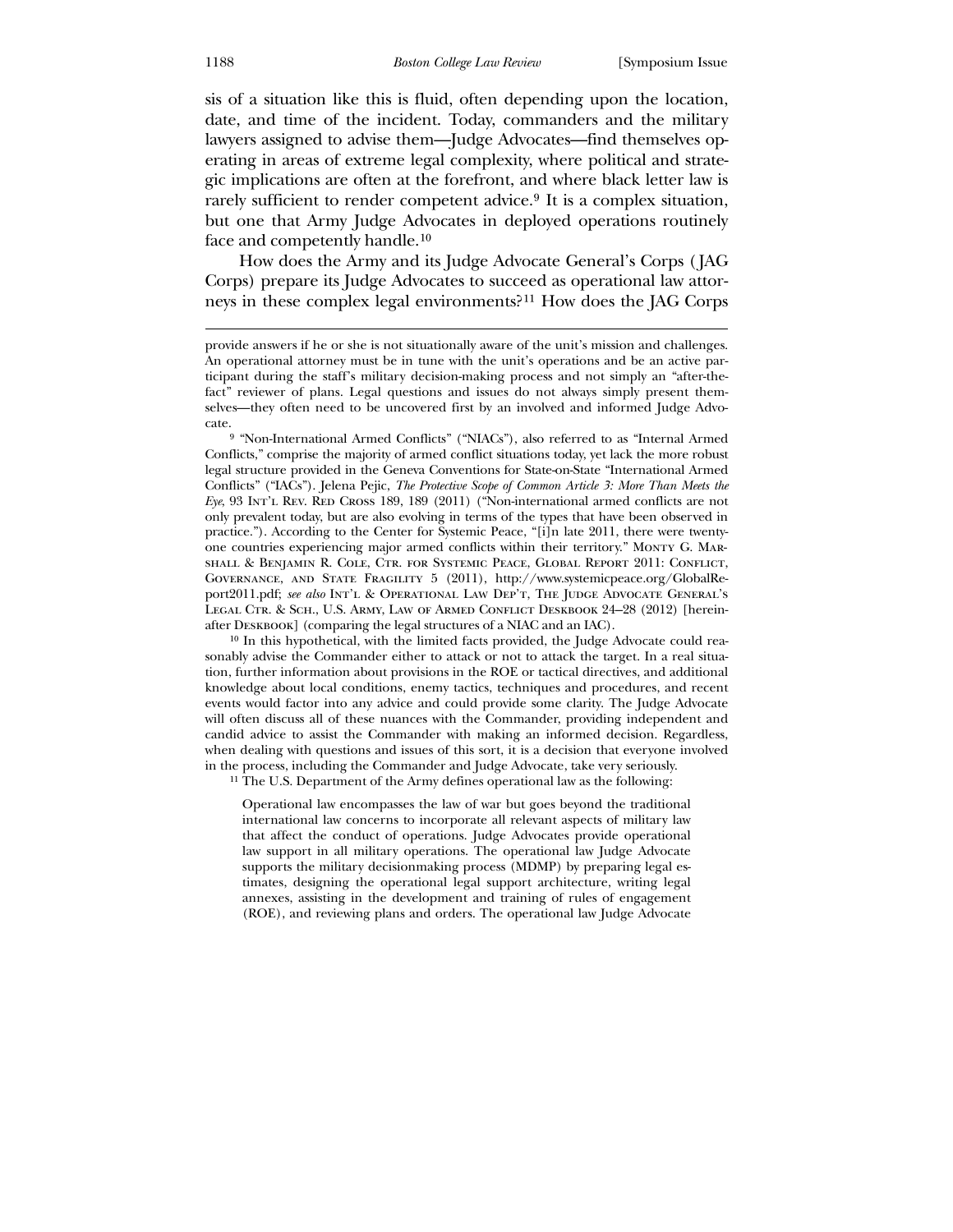sis of a situation like this is fluid, often depending upon the location, date, and time of the incident. Today, commanders and the military lawyers assigned to advise them—Judge Advocates—find themselves operating in areas of extreme legal complexity, where political and strategic implications are often at the forefront, and where black letter law is rarely sufficient to render competent advice.[9] It is a complex situation, but one that Army Judge Advocates in deployed operations routinely face and competently handle.[10]

How does the Army and its Judge Advocate General's Corps (JAG Corps) prepare its Judge Advocates to succeed as operational law attorneys in these complex legal environments?[11] How does the JAG Corps

---

provide answers if he or she is not situationally aware of the unit's mission and challenges. An operational attorney must be in tune with the unit's operations and be an active participant during the staff's military decision-making process and not simply an "after-the-fact" reviewer of plans. Legal questions and issues do not always simply present themselves—they often need to be uncovered first by an involved and informed Judge Advocate.

[9] "Non-International Armed Conflicts" ("NIACs"), also referred to as "Internal Armed Conflicts," comprise the majority of armed conflict situations today, yet lack the more robust legal structure provided in the Geneva Conventions for State-on-State "International Armed Conflicts" ("IACs"). Jelena Pejic, *The Protective Scope of Common Article 3: More Than Meets the Eye*, 93 Int'l Rev. Red Cross 189, 189 (2011) ("Non-international armed conflicts are not only prevalent today, but are also evolving in terms of the types that have been observed in practice."). According to the Center for Systemic Peace, "[i]n late 2011, there were twenty-one countries experiencing major armed conflicts within their territory." Monty G. Marshall & Benjamin R. Cole, Ctr. for Systemic Peace, Global Report 2011: Conflict, Governance, and State Fragility 5 (2011), http://www.systemicpeace.org/GlobalReport2011.pdf; *see also* Int'l & Operational Law Dep't, The Judge Advocate General's Legal Ctr. & Sch., U.S. Army, Law of Armed Conflict Deskbook 24–28 (2012) [hereinafter Deskbook] (comparing the legal structures of a NIAC and an IAC).

[10] In this hypothetical, with the limited facts provided, the Judge Advocate could reasonably advise the Commander either to attack or not to attack the target. In a real situation, further information about provisions in the ROE or tactical directives, and additional knowledge about local conditions, enemy tactics, techniques and procedures, and recent events would factor into any advice and could provide some clarity. The Judge Advocate will often discuss all of these nuances with the Commander, providing independent and candid advice to assist the Commander with making an informed decision. Regardless, when dealing with questions and issues of this sort, it is a decision that everyone involved in the process, including the Commander and Judge Advocate, take very seriously.

[11] The U.S. Department of the Army defines operational law as the following:

> Operational law encompasses the law of war but goes beyond the traditional international law concerns to incorporate all relevant aspects of military law that affect the conduct of operations. Judge Advocates provide operational law support in all military operations. The operational law Judge Advocate supports the military decisionmaking process (MDMP) by preparing legal estimates, designing the operational legal support architecture, writing legal annexes, assisting in the development and training of rules of engagement (ROE), and reviewing plans and orders. The operational law Judge Advocate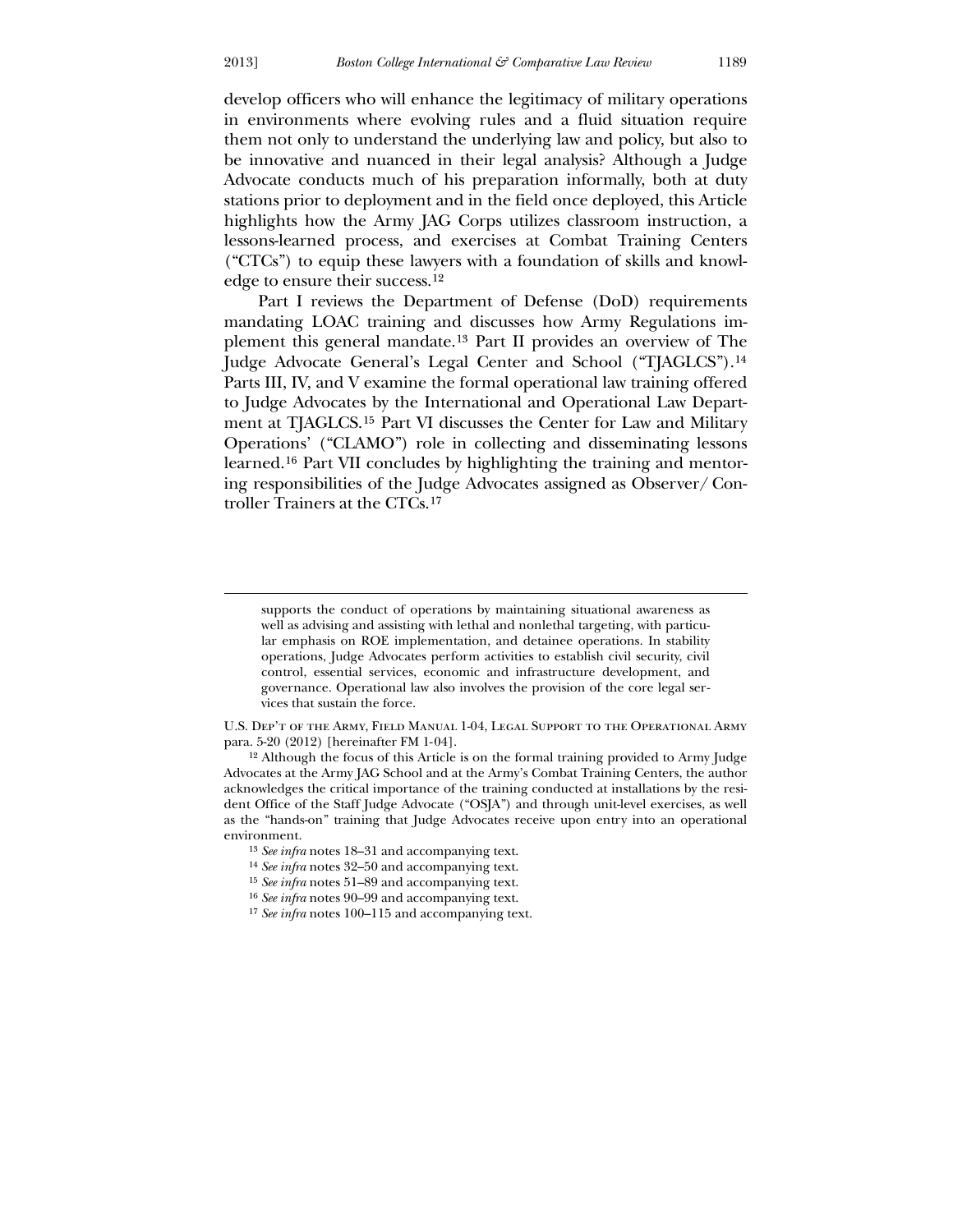develop officers who will enhance the legitimacy of military operations in environments where evolving rules and a fluid situation require them not only to understand the underlying law and policy, but also to be innovative and nuanced in their legal analysis? Although a Judge Advocate conducts much of his preparation informally, both at duty stations prior to deployment and in the field once deployed, this Article highlights how the Army JAG Corps utilizes classroom instruction, a lessons-learned process, and exercises at Combat Training Centers ("CTCs") to equip these lawyers with a foundation of skills and knowledge to ensure their success.[12]

Part I reviews the Department of Defense (DoD) requirements mandating LOAC training and discusses how Army Regulations implement this general mandate.[13] Part II provides an overview of The Judge Advocate General's Legal Center and School ("TJAGLCS").[14] Parts III, IV, and V examine the formal operational law training offered to Judge Advocates by the International and Operational Law Department at TJAGLCS.[15] Part VI discusses the Center for Law and Military Operations' ("CLAMO") role in collecting and disseminating lessons learned.[16] Part VII concludes by highlighting the training and mentoring responsibilities of the Judge Advocates assigned as Observer/Controller Trainers at the CTCs.[17]

---

> supports the conduct of operations by maintaining situational awareness as well as advising and assisting with lethal and nonlethal targeting, with particular emphasis on ROE implementation, and detainee operations. In stability operations, Judge Advocates perform activities to establish civil security, civil control, essential services, economic and infrastructure development, and governance. Operational law also involves the provision of the core legal services that sustain the force.

U.S. Dep't of the Army, Field Manual 1-04, Legal Support to the Operational Army para. 5-20 (2012) [hereinafter FM 1-04].

[12] Although the focus of this Article is on the formal training provided to Army Judge Advocates at the Army JAG School and at the Army's Combat Training Centers, the author acknowledges the critical importance of the training conducted at installations by the resident Office of the Staff Judge Advocate ("OSJA") and through unit-level exercises, as well as the "hands-on" training that Judge Advocates receive upon entry into an operational environment.

[13] *See infra* notes 18–31 and accompanying text.

[14] *See infra* notes 32–50 and accompanying text.

[15] *See infra* notes 51–89 and accompanying text.

[16] *See infra* notes 90–99 and accompanying text.

[17] *See infra* notes 100–115 and accompanying text.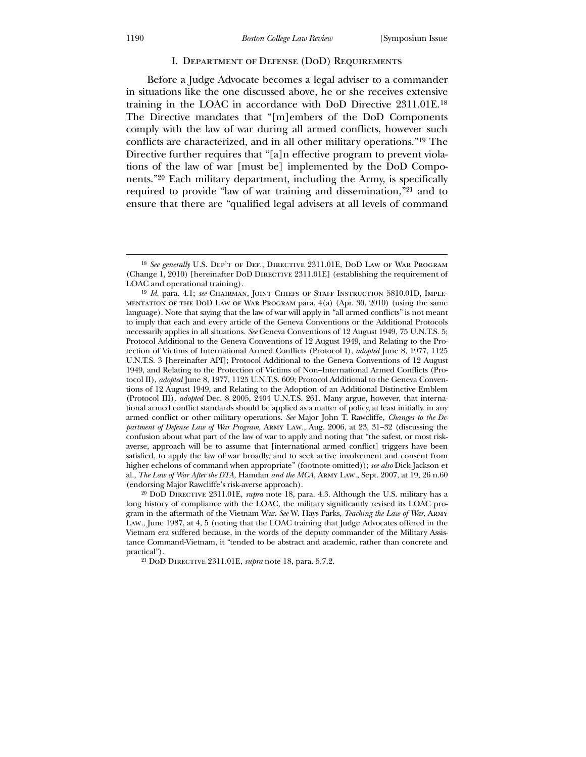## I. Department of Defense (DoD) Requirements

Before a Judge Advocate becomes a legal adviser to a commander in situations like the one discussed above, he or she receives extensive training in the LOAC in accordance with DoD Directive 2311.01E.[18] The Directive mandates that "[m]embers of the DoD Components comply with the law of war during all armed conflicts, however such conflicts are characterized, and in all other military operations."[19] The Directive further requires that "[a]n effective program to prevent violations of the law of war [must be] implemented by the DoD Components."[20] Each military department, including the Army, is specifically required to provide "law of war training and dissemination,"[21] and to ensure that there are "qualified legal advisers at all levels of command

---

[18] *See generally* U.S. Dep't of Def., Directive 2311.01E, DoD Law of War Program (Change 1, 2010) [hereinafter DoD Directive 2311.01E] (establishing the requirement of LOAC and operational training).

[19] *Id.* para. 4.1; *see* Chairman, Joint Chiefs of Staff Instruction 5810.01D, Implementation of the DoD Law of War Program para. 4(a) (Apr. 30, 2010) (using the same language). Note that saying that the law of war will apply in "all armed conflicts" is not meant to imply that each and every article of the Geneva Conventions or the Additional Protocols necessarily applies in all situations. *See* Geneva Conventions of 12 August 1949, 75 U.N.T.S. 5; Protocol Additional to the Geneva Conventions of 12 August 1949, and Relating to the Protection of Victims of International Armed Conflicts (Protocol I), *adopted* June 8, 1977, 1125 U.N.T.S. 3 [hereinafter API]; Protocol Additional to the Geneva Conventions of 12 August 1949, and Relating to the Protection of Victims of Non–International Armed Conflicts (Protocol II), *adopted* June 8, 1977, 1125 U.N.T.S. 609; Protocol Additional to the Geneva Conventions of 12 August 1949, and Relating to the Adoption of an Additional Distinctive Emblem (Protocol III), *adopted* Dec. 8 2005, 2404 U.N.T.S. 261. Many argue, however, that international armed conflict standards should be applied as a matter of policy, at least initially, in any armed conflict or other military operations. *See* Major John T. Rawcliffe, *Changes to the Department of Defense Law of War Program*, Army Law., Aug. 2006, at 23, 31–32 (discussing the confusion about what part of the law of war to apply and noting that "the safest, or most risk-averse, approach will be to assume that [international armed conflict] triggers have been satisfied, to apply the law of war broadly, and to seek active involvement and consent from higher echelons of command when appropriate" (footnote omitted)); *see also* Dick Jackson et al., *The Law of War After the DTA,* Hamdan *and the MCA*, Army Law., Sept. 2007, at 19, 26 n.60 (endorsing Major Rawcliffe's risk-averse approach).

[20] DoD Directive 2311.01E, *supra* note 18, para. 4.3. Although the U.S. military has a long history of compliance with the LOAC, the military significantly revised its LOAC program in the aftermath of the Vietnam War. *See* W. Hays Parks, *Teaching the Law of War*, Army Law., June 1987, at 4, 5 (noting that the LOAC training that Judge Advocates offered in the Vietnam era suffered because, in the words of the deputy commander of the Military Assistance Command-Vietnam, it "tended to be abstract and academic, rather than concrete and practical").

[21] DoD Directive 2311.01E, *supra* note 18, para. 5.7.2.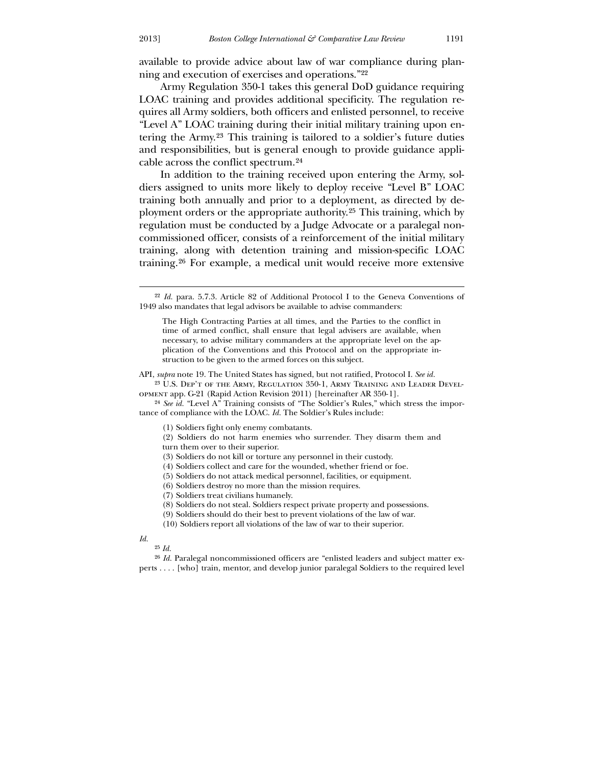available to provide advice about law of war compliance during planning and execution of exercises and operations."[22]

Army Regulation 350-1 takes this general DoD guidance requiring LOAC training and provides additional specificity. The regulation requires all Army soldiers, both officers and enlisted personnel, to receive "Level A" LOAC training during their initial military training upon entering the Army.[23] This training is tailored to a soldier's future duties and responsibilities, but is general enough to provide guidance applicable across the conflict spectrum.[24]

In addition to the training received upon entering the Army, soldiers assigned to units more likely to deploy receive "Level B" LOAC training both annually and prior to a deployment, as directed by deployment orders or the appropriate authority.[25] This training, which by regulation must be conducted by a Judge Advocate or a paralegal noncommissioned officer, consists of a reinforcement of the initial military training, along with detention training and mission-specific LOAC training.[26] For example, a medical unit would receive more extensive

---

[22] *Id.* para. 5.7.3. Article 82 of Additional Protocol I to the Geneva Conventions of 1949 also mandates that legal advisors be available to advise commanders:

> The High Contracting Parties at all times, and the Parties to the conflict in time of armed conflict, shall ensure that legal advisers are available, when necessary, to advise military commanders at the appropriate level on the application of the Conventions and this Protocol and on the appropriate instruction to be given to the armed forces on this subject.

API, *supra* note 19. The United States has signed, but not ratified, Protocol I. *See id.*

[23] U.S. Dep't of the Army, Regulation 350-1, Army Training and Leader Development app. G-21 (Rapid Action Revision 2011) [hereinafter AR 350-1].

[24] *See id.* "Level A" Training consists of "The Soldier's Rules," which stress the importance of compliance with the LOAC. *Id.* The Soldier's Rules include:

> (1) Soldiers fight only enemy combatants.
> (2) Soldiers do not harm enemies who surrender. They disarm them and turn them over to their superior.
> (3) Soldiers do not kill or torture any personnel in their custody.
> (4) Soldiers collect and care for the wounded, whether friend or foe.
> (5) Soldiers do not attack medical personnel, facilities, or equipment.
> (6) Soldiers destroy no more than the mission requires.
> (7) Soldiers treat civilians humanely.
> (8) Soldiers do not steal. Soldiers respect private property and possessions.
> (9) Soldiers should do their best to prevent violations of the law of war.
> (10) Soldiers report all violations of the law of war to their superior.

*Id.*

[25] *Id.*

[26] *Id.* Paralegal noncommissioned officers are "enlisted leaders and subject matter experts . . . . [who] train, mentor, and develop junior paralegal Soldiers to the required level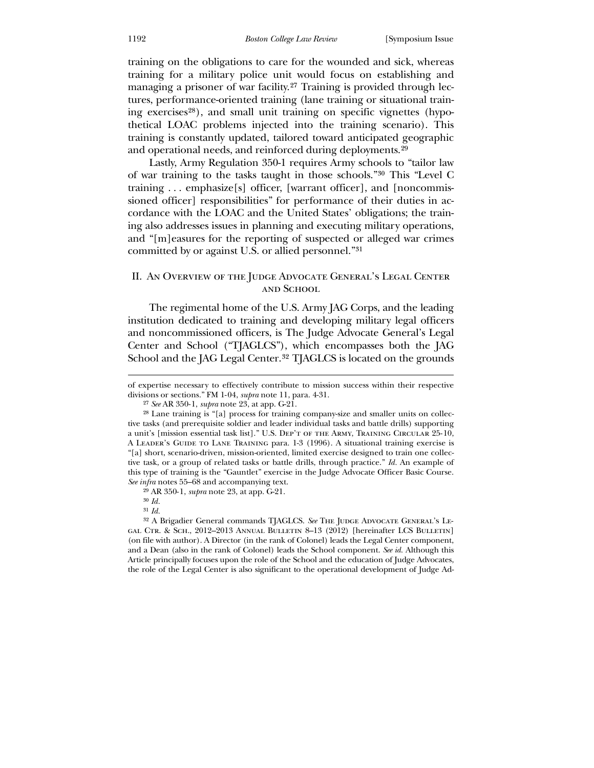training on the obligations to care for the wounded and sick, whereas training for a military police unit would focus on establishing and managing a prisoner of war facility.[27] Training is provided through lectures, performance-oriented training (lane training or situational training exercises[28]), and small unit training on specific vignettes (hypothetical LOAC problems injected into the training scenario). This training is constantly updated, tailored toward anticipated geographic and operational needs, and reinforced during deployments.[29]

Lastly, Army Regulation 350-1 requires Army schools to "tailor law of war training to the tasks taught in those schools."[30] This "Level C training . . . emphasize[s] officer, [warrant officer], and [noncommissioned officer] responsibilities" for performance of their duties in accordance with the LOAC and the United States' obligations; the training also addresses issues in planning and executing military operations, and "[m]easures for the reporting of suspected or alleged war crimes committed by or against U.S. or allied personnel."[31]

## II. An Overview of the Judge Advocate General's Legal Center and School

The regimental home of the U.S. Army JAG Corps, and the leading institution dedicated to training and developing military legal officers and noncommissioned officers, is The Judge Advocate General's Legal Center and School ("TJAGLCS"), which encompasses both the JAG School and the JAG Legal Center.[32] TJAGLCS is located on the grounds

---

of expertise necessary to effectively contribute to mission success within their respective divisions or sections." FM 1-04, *supra* note 11, para. 4-31.

[27] *See* AR 350-1, *supra* note 23, at app. G-21.

[28] Lane training is "[a] process for training company-size and smaller units on collective tasks (and prerequisite soldier and leader individual tasks and battle drills) supporting a unit's [mission essential task list]." U.S. Dep't of the Army, Training Circular 25-10, A Leader's Guide to Lane Training para. 1-3 (1996). A situational training exercise is "[a] short, scenario-driven, mission-oriented, limited exercise designed to train one collective task, or a group of related tasks or battle drills, through practice." *Id.* An example of this type of training is the "Gauntlet" exercise in the Judge Advocate Officer Basic Course. *See infra* notes 55–68 and accompanying text.

[29] AR 350-1, *supra* note 23, at app. G-21.

[30] *Id.*

[31] *Id.*

[32] A Brigadier General commands TJAGLCS. *See* The Judge Advocate General's Legal Ctr. & Sch., 2012–2013 Annual Bulletin 8–13 (2012) [hereinafter LCS Bulletin] (on file with author). A Director (in the rank of Colonel) leads the Legal Center component, and a Dean (also in the rank of Colonel) leads the School component. *See id.* Although this Article principally focuses upon the role of the School and the education of Judge Advocates, the role of the Legal Center is also significant to the operational development of Judge Ad-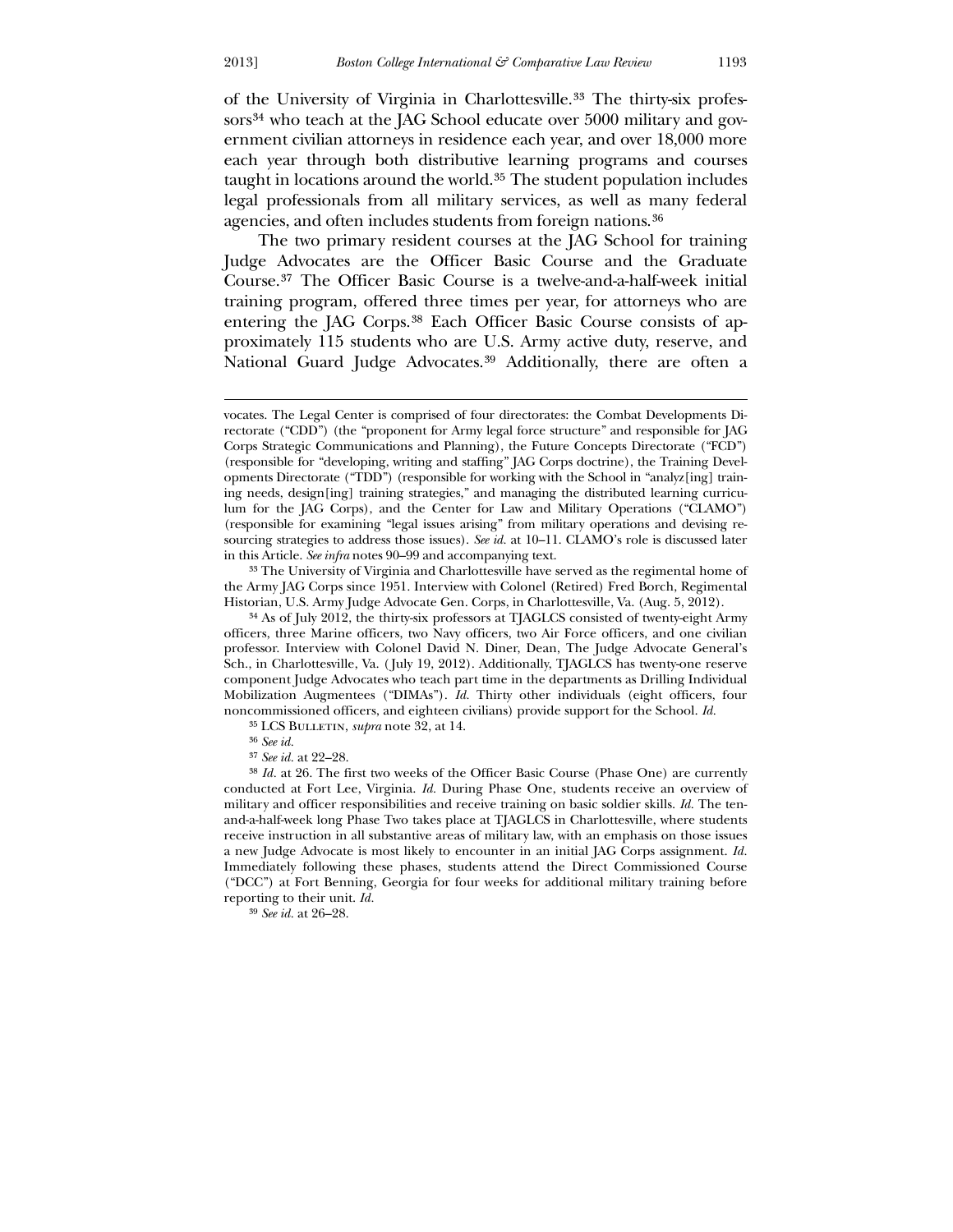of the University of Virginia in Charlottesville.[33] The thirty-six professors[34] who teach at the JAG School educate over 5000 military and government civilian attorneys in residence each year, and over 18,000 more each year through both distributive learning programs and courses taught in locations around the world.[35] The student population includes legal professionals from all military services, as well as many federal agencies, and often includes students from foreign nations.[36]

The two primary resident courses at the JAG School for training Judge Advocates are the Officer Basic Course and the Graduate Course.[37] The Officer Basic Course is a twelve-and-a-half-week initial training program, offered three times per year, for attorneys who are entering the JAG Corps.[38] Each Officer Basic Course consists of approximately 115 students who are U.S. Army active duty, reserve, and National Guard Judge Advocates.[39] Additionally, there are often a

---

vocates. The Legal Center is comprised of four directorates: the Combat Developments Directorate ("CDD") (the "proponent for Army legal force structure" and responsible for JAG Corps Strategic Communications and Planning), the Future Concepts Directorate ("FCD") (responsible for "developing, writing and staffing" JAG Corps doctrine), the Training Developments Directorate ("TDD") (responsible for working with the School in "analyz[ing] training needs, design[ing] training strategies," and managing the distributed learning curriculum for the JAG Corps), and the Center for Law and Military Operations ("CLAMO") (responsible for examining "legal issues arising" from military operations and devising resourcing strategies to address those issues). *See id.* at 10–11. CLAMO's role is discussed later in this Article. *See infra* notes 90–99 and accompanying text.

[33] The University of Virginia and Charlottesville have served as the regimental home of the Army JAG Corps since 1951. Interview with Colonel (Retired) Fred Borch, Regimental Historian, U.S. Army Judge Advocate Gen. Corps, in Charlottesville, Va. (Aug. 5, 2012).

[34] As of July 2012, the thirty-six professors at TJAGLCS consisted of twenty-eight Army officers, three Marine officers, two Navy officers, two Air Force officers, and one civilian professor. Interview with Colonel David N. Diner, Dean, The Judge Advocate General's Sch., in Charlottesville, Va. (July 19, 2012). Additionally, TJAGLCS has twenty-one reserve component Judge Advocates who teach part time in the departments as Drilling Individual Mobilization Augmentees ("DIMAs"). *Id.* Thirty other individuals (eight officers, four noncommissioned officers, and eighteen civilians) provide support for the School. *Id.*

[35] LCS Bulletin, *supra* note 32, at 14.

[36] *See id.*

[37] *See id.* at 22–28.

[38] *Id.* at 26. The first two weeks of the Officer Basic Course (Phase One) are currently conducted at Fort Lee, Virginia. *Id.* During Phase One, students receive an overview of military and officer responsibilities and receive training on basic soldier skills. *Id.* The ten-and-a-half-week long Phase Two takes place at TJAGLCS in Charlottesville, where students receive instruction in all substantive areas of military law, with an emphasis on those issues a new Judge Advocate is most likely to encounter in an initial JAG Corps assignment. *Id.* Immediately following these phases, students attend the Direct Commissioned Course ("DCC") at Fort Benning, Georgia for four weeks for additional military training before reporting to their unit. *Id.*

[39] *See id.* at 26–28.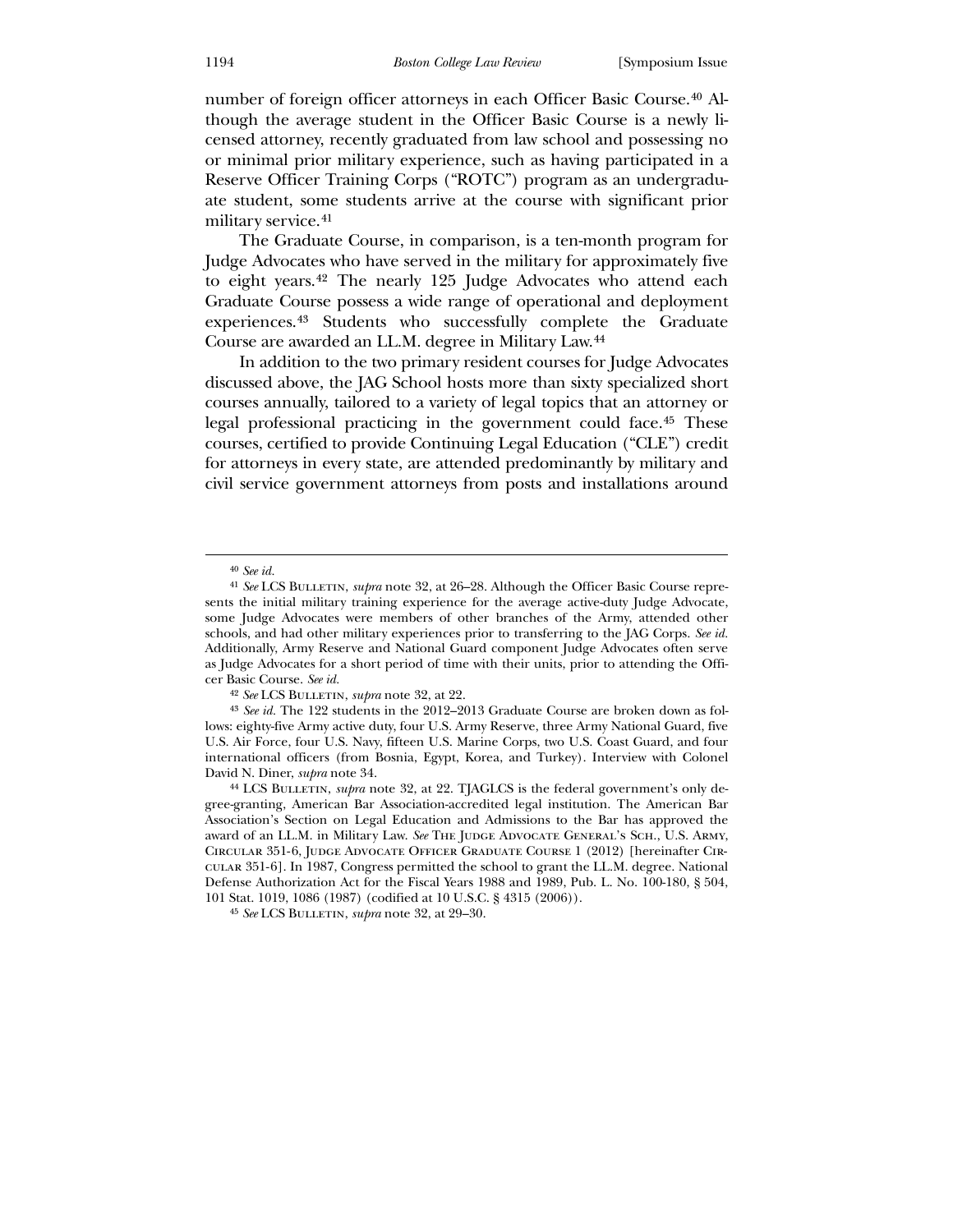number of foreign officer attorneys in each Officer Basic Course.[40] Although the average student in the Officer Basic Course is a newly licensed attorney, recently graduated from law school and possessing no or minimal prior military experience, such as having participated in a Reserve Officer Training Corps ("ROTC") program as an undergraduate student, some students arrive at the course with significant prior military service.[41]

The Graduate Course, in comparison, is a ten-month program for Judge Advocates who have served in the military for approximately five to eight years.[42] The nearly 125 Judge Advocates who attend each Graduate Course possess a wide range of operational and deployment experiences.[43] Students who successfully complete the Graduate Course are awarded an LL.M. degree in Military Law.[44]

In addition to the two primary resident courses for Judge Advocates discussed above, the JAG School hosts more than sixty specialized short courses annually, tailored to a variety of legal topics that an attorney or legal professional practicing in the government could face.[45] These courses, certified to provide Continuing Legal Education ("CLE") credit for attorneys in every state, are attended predominantly by military and civil service government attorneys from posts and installations around

---

[40] *See id.*

[41] *See* LCS Bulletin, *supra* note 32, at 26–28. Although the Officer Basic Course represents the initial military training experience for the average active-duty Judge Advocate, some Judge Advocates were members of other branches of the Army, attended other schools, and had other military experiences prior to transferring to the JAG Corps. *See id.* Additionally, Army Reserve and National Guard component Judge Advocates often serve as Judge Advocates for a short period of time with their units, prior to attending the Officer Basic Course. *See id.*

[42] *See* LCS Bulletin, *supra* note 32, at 22.

[43] *See id.* The 122 students in the 2012–2013 Graduate Course are broken down as follows: eighty-five Army active duty, four U.S. Army Reserve, three Army National Guard, five U.S. Air Force, four U.S. Navy, fifteen U.S. Marine Corps, two U.S. Coast Guard, and four international officers (from Bosnia, Egypt, Korea, and Turkey). Interview with Colonel David N. Diner, *supra* note 34.

[44] LCS Bulletin, *supra* note 32, at 22. TJAGLCS is the federal government's only degree-granting, American Bar Association-accredited legal institution. The American Bar Association's Section on Legal Education and Admissions to the Bar has approved the award of an LL.M. in Military Law. *See* The Judge Advocate General's Sch., U.S. Army, Circular 351-6, Judge Advocate Officer Graduate Course 1 (2012) [hereinafter Circular 351-6]. In 1987, Congress permitted the school to grant the LL.M. degree. National Defense Authorization Act for the Fiscal Years 1988 and 1989, Pub. L. No. 100-180, § 504, 101 Stat. 1019, 1086 (1987) (codified at 10 U.S.C. § 4315 (2006)).

[45] *See* LCS Bulletin, *supra* note 32, at 29–30.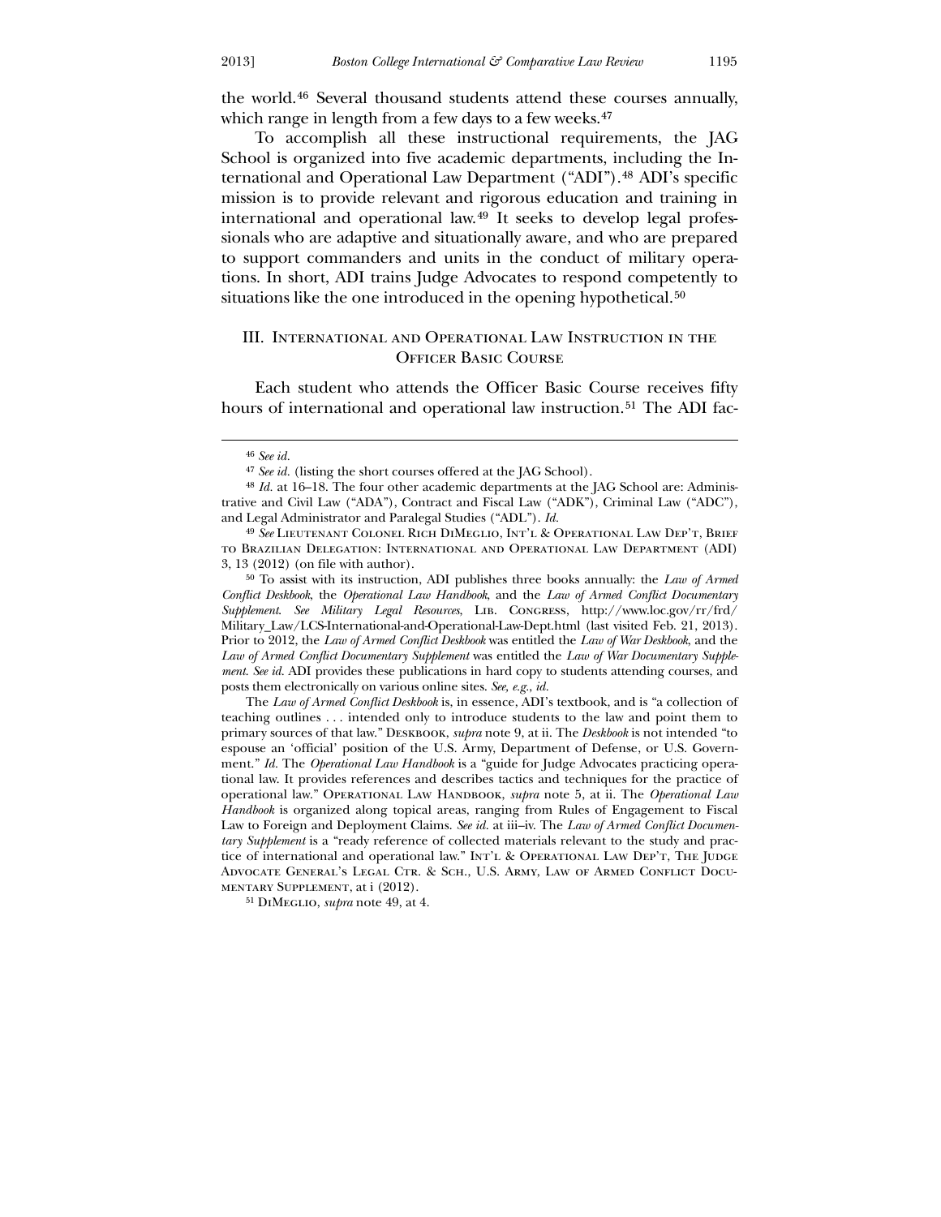the world.[46] Several thousand students attend these courses annually, which range in length from a few days to a few weeks.[47]

To accomplish all these instructional requirements, the JAG School is organized into five academic departments, including the International and Operational Law Department ("ADI").[48] ADI's specific mission is to provide relevant and rigorous education and training in international and operational law.[49] It seeks to develop legal professionals who are adaptive and situationally aware, and who are prepared to support commanders and units in the conduct of military operations. In short, ADI trains Judge Advocates to respond competently to situations like the one introduced in the opening hypothetical.[50]

## III. International and Operational Law Instruction in the Officer Basic Course

Each student who attends the Officer Basic Course receives fifty hours of international and operational law instruction.[51] The ADI fac-

---

[46] *See id.*

[47] *See id.* (listing the short courses offered at the JAG School).

[48] *Id.* at 16–18. The four other academic departments at the JAG School are: Administrative and Civil Law ("ADA"), Contract and Fiscal Law ("ADK"), Criminal Law ("ADC"), and Legal Administrator and Paralegal Studies ("ADL"). *Id.*

[49] *See* Lieutenant Colonel Rich DiMeglio, Int'l & Operational Law Dep't, Brief to Brazilian Delegation: International and Operational Law Department (ADI) 3, 13 (2012) (on file with author).

[50] To assist with its instruction, ADI publishes three books annually: the *Law of Armed Conflict Deskbook*, the *Operational Law Handbook*, and the *Law of Armed Conflict Documentary Supplement*. *See Military Legal Resources*, Lib. Congress, http://www.loc.gov/rr/frd/Military_Law/LCS-International-and-Operational-Law-Dept.html (last visited Feb. 21, 2013). Prior to 2012, the *Law of Armed Conflict Deskbook* was entitled the *Law of War Deskbook*, and the *Law of Armed Conflict Documentary Supplement* was entitled the *Law of War Documentary Supplement*. *See id.* ADI provides these publications in hard copy to students attending courses, and posts them electronically on various online sites. *See, e.g.*, *id.*

The *Law of Armed Conflict Deskbook* is, in essence, ADI's textbook, and is "a collection of teaching outlines . . . intended only to introduce students to the law and point them to primary sources of that law." Deskbook, *supra* note 9, at ii. The *Deskbook* is not intended "to espouse an 'official' position of the U.S. Army, Department of Defense, or U.S. Government." *Id.* The *Operational Law Handbook* is a "guide for Judge Advocates practicing operational law. It provides references and describes tactics and techniques for the practice of operational law." Operational Law Handbook, *supra* note 5, at ii. The *Operational Law Handbook* is organized along topical areas, ranging from Rules of Engagement to Fiscal Law to Foreign and Deployment Claims. *See id.* at iii–iv. The *Law of Armed Conflict Documentary Supplement* is a "ready reference of collected materials relevant to the study and practice of international and operational law." Int'l & Operational Law Dep't, The Judge Advocate General's Legal Ctr. & Sch., U.S. Army, Law of Armed Conflict Documentary Supplement, at i (2012).

[51] DiMeglio, *supra* note 49, at 4.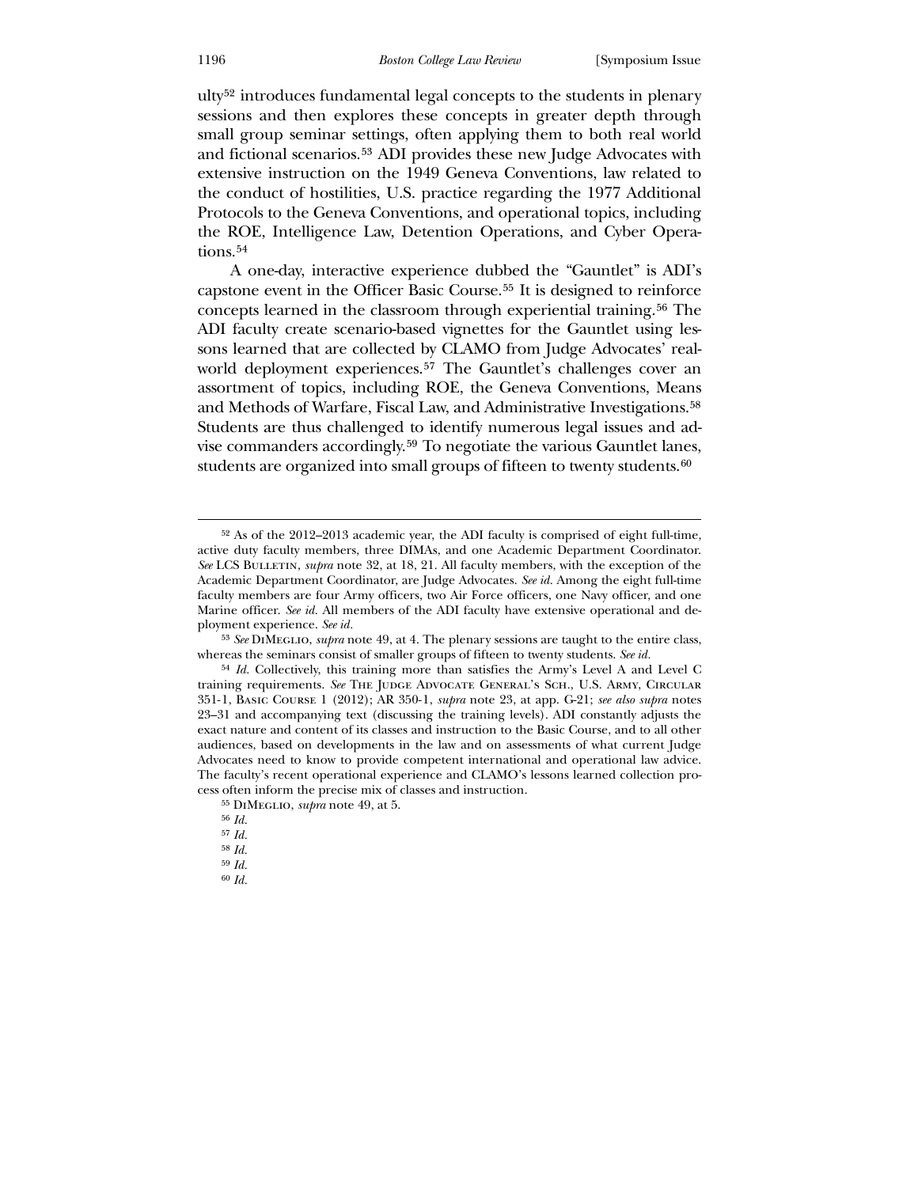ulty[52] introduces fundamental legal concepts to the students in plenary sessions and then explores these concepts in greater depth through small group seminar settings, often applying them to both real world and fictional scenarios.[53] ADI provides these new Judge Advocates with extensive instruction on the 1949 Geneva Conventions, law related to the conduct of hostilities, U.S. practice regarding the 1977 Additional Protocols to the Geneva Conventions, and operational topics, including the ROE, Intelligence Law, Detention Operations, and Cyber Operations.[54]

A one-day, interactive experience dubbed the "Gauntlet" is ADI's capstone event in the Officer Basic Course.[55] It is designed to reinforce concepts learned in the classroom through experiential training.[56] The ADI faculty create scenario-based vignettes for the Gauntlet using lessons learned that are collected by CLAMO from Judge Advocates' real-world deployment experiences.[57] The Gauntlet's challenges cover an assortment of topics, including ROE, the Geneva Conventions, Means and Methods of Warfare, Fiscal Law, and Administrative Investigations.[58] Students are thus challenged to identify numerous legal issues and advise commanders accordingly.[59] To negotiate the various Gauntlet lanes, students are organized into small groups of fifteen to twenty students.[60]

---

[52] As of the 2012–2013 academic year, the ADI faculty is comprised of eight full-time, active duty faculty members, three DIMAs, and one Academic Department Coordinator. *See* LCS BULLETIN, *supra* note 32, at 18, 21. All faculty members, with the exception of the Academic Department Coordinator, are Judge Advocates. *See id.* Among the eight full-time faculty members are four Army officers, two Air Force officers, one Navy officer, and one Marine officer. *See id.* All members of the ADI faculty have extensive operational and deployment experience. *See id.*

[53] *See* DIMEGLIO, *supra* note 49, at 4. The plenary sessions are taught to the entire class, whereas the seminars consist of smaller groups of fifteen to twenty students. *See id.*

[54] *Id.* Collectively, this training more than satisfies the Army's Level A and Level C training requirements. *See* THE JUDGE ADVOCATE GENERAL'S SCH., U.S. ARMY, CIRCULAR 351-1, BASIC COURSE 1 (2012); AR 350-1, *supra* note 23, at app. G-21; *see also supra* notes 23–31 and accompanying text (discussing the training levels). ADI constantly adjusts the exact nature and content of its classes and instruction to the Basic Course, and to all other audiences, based on developments in the law and on assessments of what current Judge Advocates need to know to provide competent international and operational law advice. The faculty's recent operational experience and CLAMO's lessons learned collection process often inform the precise mix of classes and instruction.

[55] DIMEGLIO, *supra* note 49, at 5.

[56] *Id.*

[57] *Id.*

[58] *Id.*

[59] *Id.*

[60] *Id.*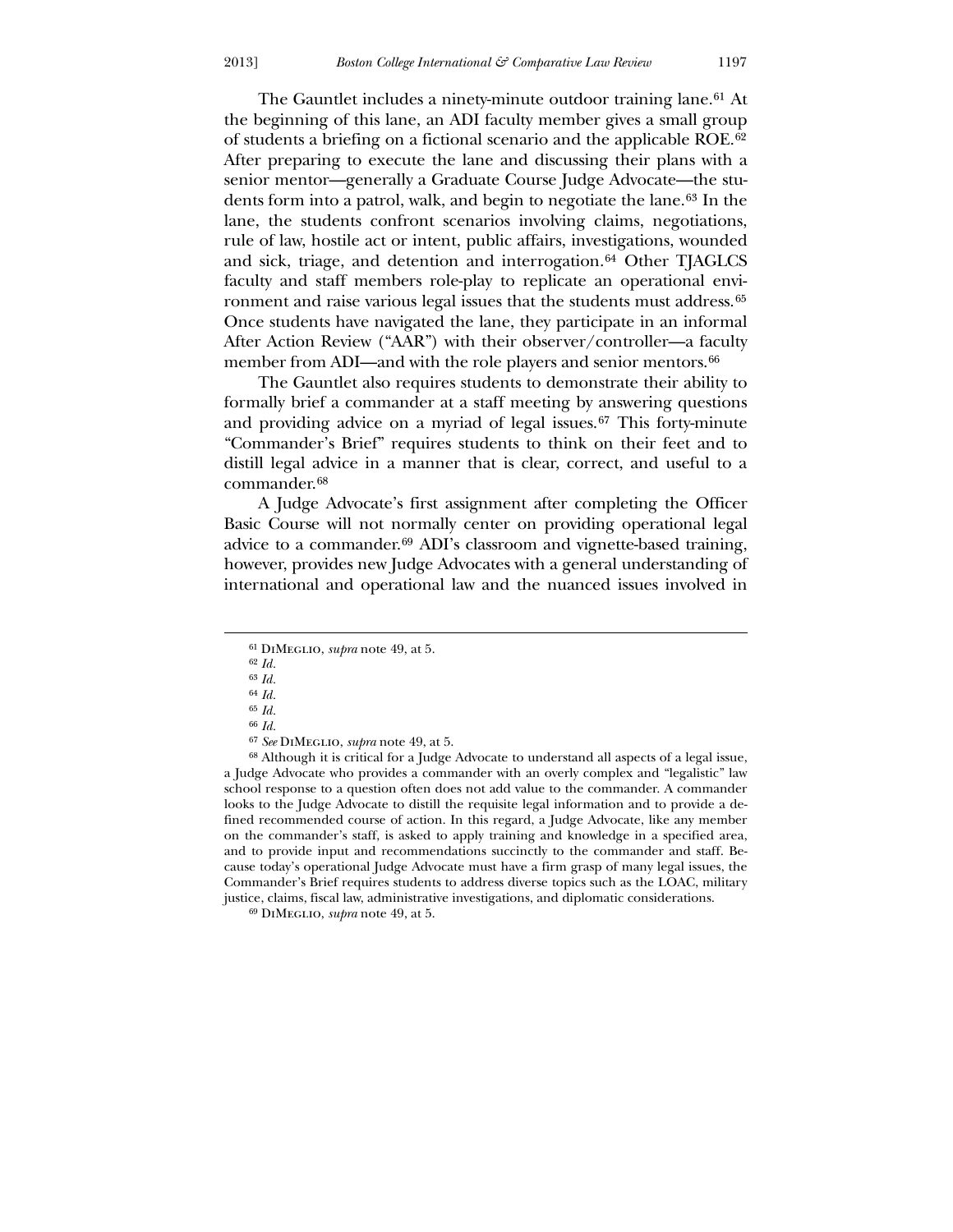The Gauntlet includes a ninety-minute outdoor training lane.[61] At the beginning of this lane, an ADI faculty member gives a small group of students a briefing on a fictional scenario and the applicable ROE.[62] After preparing to execute the lane and discussing their plans with a senior mentor—generally a Graduate Course Judge Advocate—the students form into a patrol, walk, and begin to negotiate the lane.[63] In the lane, the students confront scenarios involving claims, negotiations, rule of law, hostile act or intent, public affairs, investigations, wounded and sick, triage, and detention and interrogation.[64] Other TJAGLCS faculty and staff members role-play to replicate an operational environment and raise various legal issues that the students must address.[65] Once students have navigated the lane, they participate in an informal After Action Review ("AAR") with their observer/controller—a faculty member from ADI—and with the role players and senior mentors.[66]

The Gauntlet also requires students to demonstrate their ability to formally brief a commander at a staff meeting by answering questions and providing advice on a myriad of legal issues.[67] This forty-minute "Commander's Brief" requires students to think on their feet and to distill legal advice in a manner that is clear, correct, and useful to a commander.[68]

A Judge Advocate's first assignment after completing the Officer Basic Course will not normally center on providing operational legal advice to a commander.[69] ADI's classroom and vignette-based training, however, provides new Judge Advocates with a general understanding of international and operational law and the nuanced issues involved in

---

[61] DiMeglio, *supra* note 49, at 5.

[62] *Id.*

[63] *Id.*

[64] *Id.*

[65] *Id.*

[66] *Id.*

[67] *See* DiMeglio, *supra* note 49, at 5.

[68] Although it is critical for a Judge Advocate to understand all aspects of a legal issue, a Judge Advocate who provides a commander with an overly complex and "legalistic" law school response to a question often does not add value to the commander. A commander looks to the Judge Advocate to distill the requisite legal information and to provide a defined recommended course of action. In this regard, a Judge Advocate, like any member on the commander's staff, is asked to apply training and knowledge in a specified area, and to provide input and recommendations succinctly to the commander and staff. Because today's operational Judge Advocate must have a firm grasp of many legal issues, the Commander's Brief requires students to address diverse topics such as the LOAC, military justice, claims, fiscal law, administrative investigations, and diplomatic considerations.

[69] DiMeglio, *supra* note 49, at 5.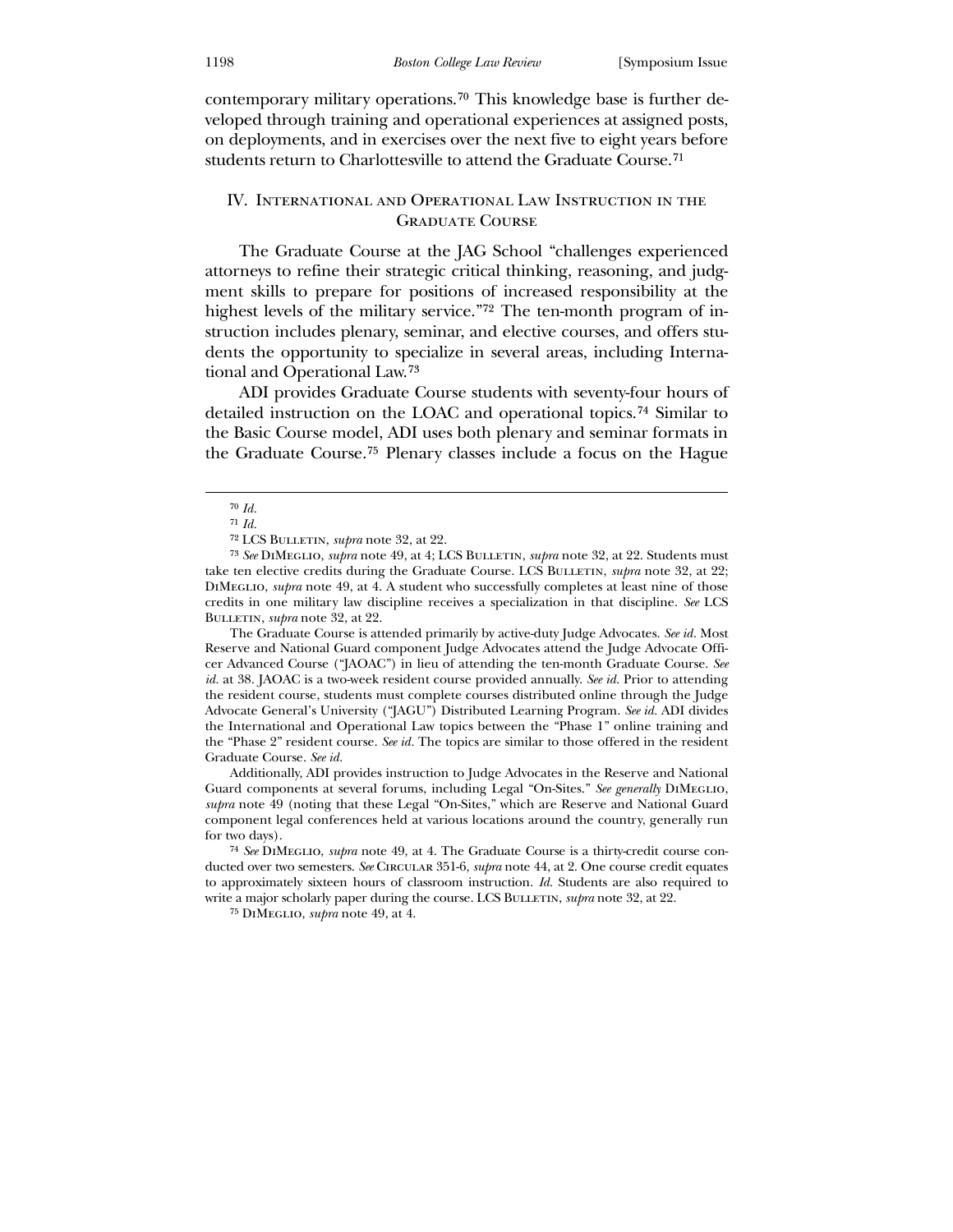contemporary military operations.[70] This knowledge base is further developed through training and operational experiences at assigned posts, on deployments, and in exercises over the next five to eight years before students return to Charlottesville to attend the Graduate Course.[71]

## IV. International and Operational Law Instruction in the Graduate Course

The Graduate Course at the JAG School "challenges experienced attorneys to refine their strategic critical thinking, reasoning, and judgment skills to prepare for positions of increased responsibility at the highest levels of the military service."[72] The ten-month program of instruction includes plenary, seminar, and elective courses, and offers students the opportunity to specialize in several areas, including International and Operational Law.[73]

ADI provides Graduate Course students with seventy-four hours of detailed instruction on the LOAC and operational topics.[74] Similar to the Basic Course model, ADI uses both plenary and seminar formats in the Graduate Course.[75] Plenary classes include a focus on the Hague

---

[70] *Id.*

[71] *Id.*

[72] LCS Bulletin, *supra* note 32, at 22.

[73] *See* DiMeglio, *supra* note 49, at 4; LCS Bulletin, *supra* note 32, at 22. Students must take ten elective credits during the Graduate Course. LCS Bulletin, *supra* note 32, at 22; DiMeglio, *supra* note 49, at 4. A student who successfully completes at least nine of those credits in one military law discipline receives a specialization in that discipline. *See* LCS Bulletin, *supra* note 32, at 22.

The Graduate Course is attended primarily by active-duty Judge Advocates. *See id.* Most Reserve and National Guard component Judge Advocates attend the Judge Advocate Officer Advanced Course ("JAOAC") in lieu of attending the ten-month Graduate Course. *See id.* at 38. JAOAC is a two-week resident course provided annually. *See id.* Prior to attending the resident course, students must complete courses distributed online through the Judge Advocate General's University ("JAGU") Distributed Learning Program. *See id.* ADI divides the International and Operational Law topics between the "Phase 1" online training and the "Phase 2" resident course. *See id.* The topics are similar to those offered in the resident Graduate Course. *See id.*

Additionally, ADI provides instruction to Judge Advocates in the Reserve and National Guard components at several forums, including Legal "On-Sites." *See generally* DiMeglio, *supra* note 49 (noting that these Legal "On-Sites," which are Reserve and National Guard component legal conferences held at various locations around the country, generally run for two days).

[74] *See* DiMeglio, *supra* note 49, at 4. The Graduate Course is a thirty-credit course conducted over two semesters. *See* Circular 351-6, *supra* note 44, at 2. One course credit equates to approximately sixteen hours of classroom instruction. *Id.* Students are also required to write a major scholarly paper during the course. LCS Bulletin, *supra* note 32, at 22.

[75] DiMeglio, *supra* note 49, at 4.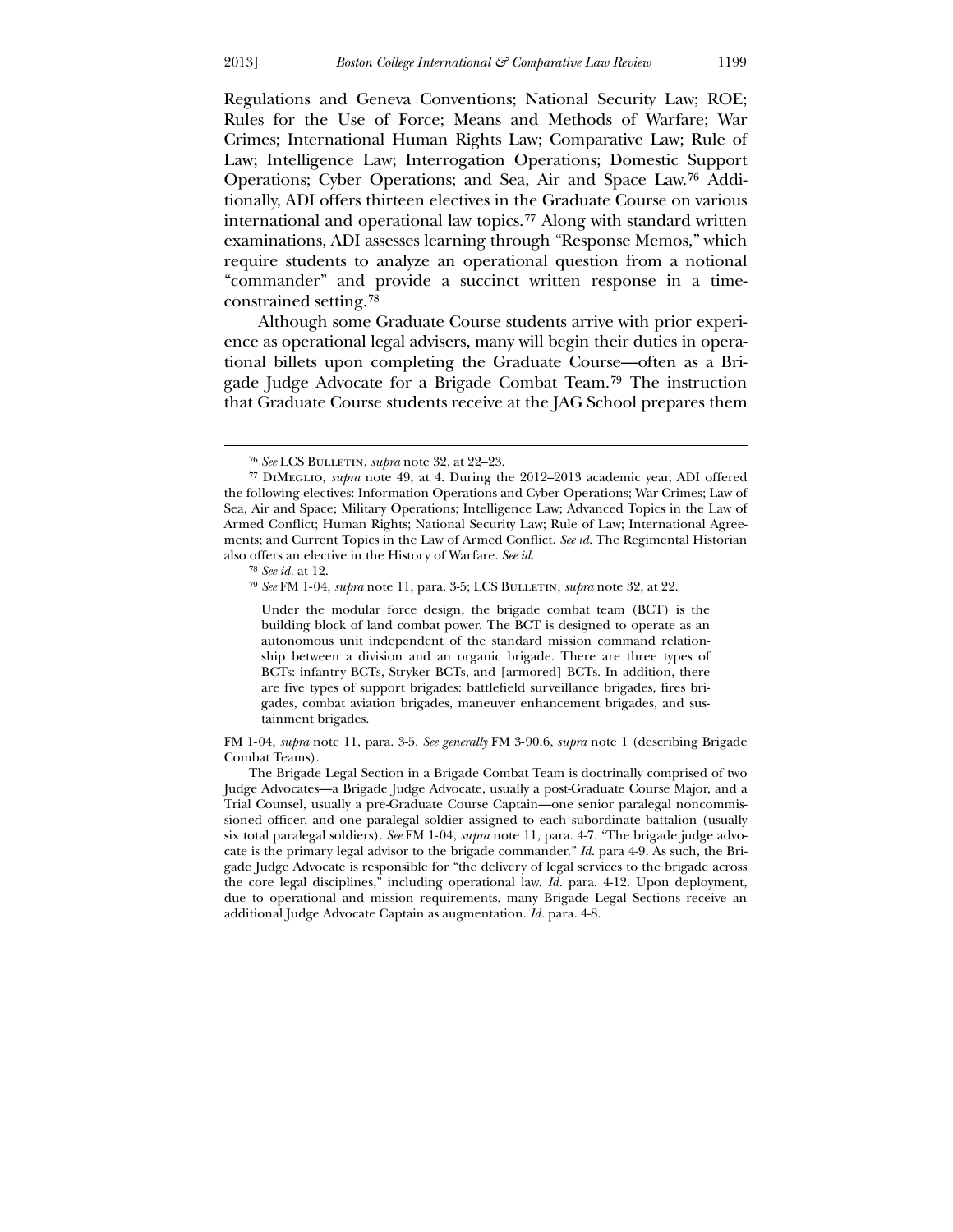Regulations and Geneva Conventions; National Security Law; ROE; Rules for the Use of Force; Means and Methods of Warfare; War Crimes; International Human Rights Law; Comparative Law; Rule of Law; Intelligence Law; Interrogation Operations; Domestic Support Operations; Cyber Operations; and Sea, Air and Space Law.[76] Additionally, ADI offers thirteen electives in the Graduate Course on various international and operational law topics.[77] Along with standard written examinations, ADI assesses learning through "Response Memos," which require students to analyze an operational question from a notional "commander" and provide a succinct written response in a time-constrained setting.[78]

Although some Graduate Course students arrive with prior experience as operational legal advisers, many will begin their duties in operational billets upon completing the Graduate Course—often as a Brigade Judge Advocate for a Brigade Combat Team.[79] The instruction that Graduate Course students receive at the JAG School prepares them

---

[76] *See* LCS Bulletin, *supra* note 32, at 22–23.

[77] DiMeglio, *supra* note 49, at 4. During the 2012–2013 academic year, ADI offered the following electives: Information Operations and Cyber Operations; War Crimes; Law of Sea, Air and Space; Military Operations; Intelligence Law; Advanced Topics in the Law of Armed Conflict; Human Rights; National Security Law; Rule of Law; International Agreements; and Current Topics in the Law of Armed Conflict. *See id.* The Regimental Historian also offers an elective in the History of Warfare. *See id.*

[78] *See id.* at 12.

[79] *See* FM 1-04, *supra* note 11, para. 3-5; LCS Bulletin, *supra* note 32, at 22.

> Under the modular force design, the brigade combat team (BCT) is the building block of land combat power. The BCT is designed to operate as an autonomous unit independent of the standard mission command relationship between a division and an organic brigade. There are three types of BCTs: infantry BCTs, Stryker BCTs, and [armored] BCTs. In addition, there are five types of support brigades: battlefield surveillance brigades, fires brigades, combat aviation brigades, maneuver enhancement brigades, and sustainment brigades.

FM 1-04, *supra* note 11, para. 3-5. *See generally* FM 3-90.6, *supra* note 1 (describing Brigade Combat Teams).

The Brigade Legal Section in a Brigade Combat Team is doctrinally comprised of two Judge Advocates—a Brigade Judge Advocate, usually a post-Graduate Course Major, and a Trial Counsel, usually a pre-Graduate Course Captain—one senior paralegal noncommissioned officer, and one paralegal soldier assigned to each subordinate battalion (usually six total paralegal soldiers). *See* FM 1-04, *supra* note 11, para. 4-7. "The brigade judge advocate is the primary legal advisor to the brigade commander." *Id.* para 4-9. As such, the Brigade Judge Advocate is responsible for "the delivery of legal services to the brigade across the core legal disciplines," including operational law. *Id.* para. 4-12. Upon deployment, due to operational and mission requirements, many Brigade Legal Sections receive an additional Judge Advocate Captain as augmentation. *Id.* para. 4-8.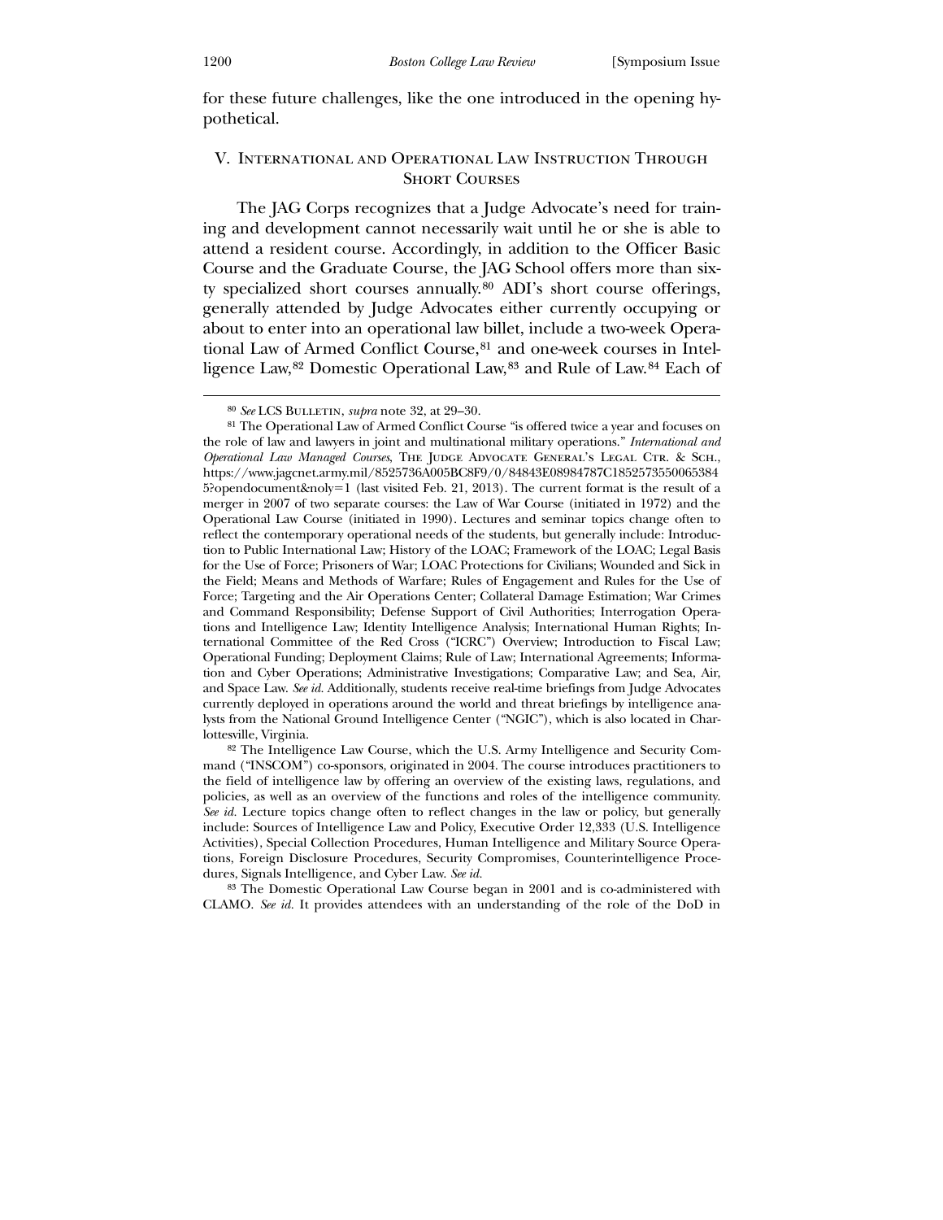for these future challenges, like the one introduced in the opening hypothetical.

## V. International and Operational Law Instruction Through Short Courses

The JAG Corps recognizes that a Judge Advocate's need for training and development cannot necessarily wait until he or she is able to attend a resident course. Accordingly, in addition to the Officer Basic Course and the Graduate Course, the JAG School offers more than sixty specialized short courses annually.[80] ADI's short course offerings, generally attended by Judge Advocates either currently occupying or about to enter into an operational law billet, include a two-week Operational Law of Armed Conflict Course,[81] and one-week courses in Intelligence Law,[82] Domestic Operational Law,[83] and Rule of Law.[84] Each of

---

[80] *See* LCS Bulletin, *supra* note 32, at 29–30.

[81] The Operational Law of Armed Conflict Course "is offered twice a year and focuses on the role of law and lawyers in joint and multinational military operations." *International and Operational Law Managed Courses*, The Judge Advocate General's Legal Ctr. & Sch., https://www.jagcnet.army.mil/8525736A005BC8F9/0/84843E08984787C1852573550065384 5?opendocument&noly=1 (last visited Feb. 21, 2013). The current format is the result of a merger in 2007 of two separate courses: the Law of War Course (initiated in 1972) and the Operational Law Course (initiated in 1990). Lectures and seminar topics change often to reflect the contemporary operational needs of the students, but generally include: Introduction to Public International Law; History of the LOAC; Framework of the LOAC; Legal Basis for the Use of Force; Prisoners of War; LOAC Protections for Civilians; Wounded and Sick in the Field; Means and Methods of Warfare; Rules of Engagement and Rules for the Use of Force; Targeting and the Air Operations Center; Collateral Damage Estimation; War Crimes and Command Responsibility; Defense Support of Civil Authorities; Interrogation Operations and Intelligence Law; Identity Intelligence Analysis; International Human Rights; International Committee of the Red Cross ("ICRC") Overview; Introduction to Fiscal Law; Operational Funding; Deployment Claims; Rule of Law; International Agreements; Information and Cyber Operations; Administrative Investigations; Comparative Law; and Sea, Air, and Space Law. *See id.* Additionally, students receive real-time briefings from Judge Advocates currently deployed in operations around the world and threat briefings by intelligence analysts from the National Ground Intelligence Center ("NGIC"), which is also located in Charlottesville, Virginia.

[82] The Intelligence Law Course, which the U.S. Army Intelligence and Security Command ("INSCOM") co-sponsors, originated in 2004. The course introduces practitioners to the field of intelligence law by offering an overview of the existing laws, regulations, and policies, as well as an overview of the functions and roles of the intelligence community. *See id.* Lecture topics change often to reflect changes in the law or policy, but generally include: Sources of Intelligence Law and Policy, Executive Order 12,333 (U.S. Intelligence Activities), Special Collection Procedures, Human Intelligence and Military Source Operations, Foreign Disclosure Procedures, Security Compromises, Counterintelligence Procedures, Signals Intelligence, and Cyber Law. *See id.*

[83] The Domestic Operational Law Course began in 2001 and is co-administered with CLAMO. *See id.* It provides attendees with an understanding of the role of the DoD in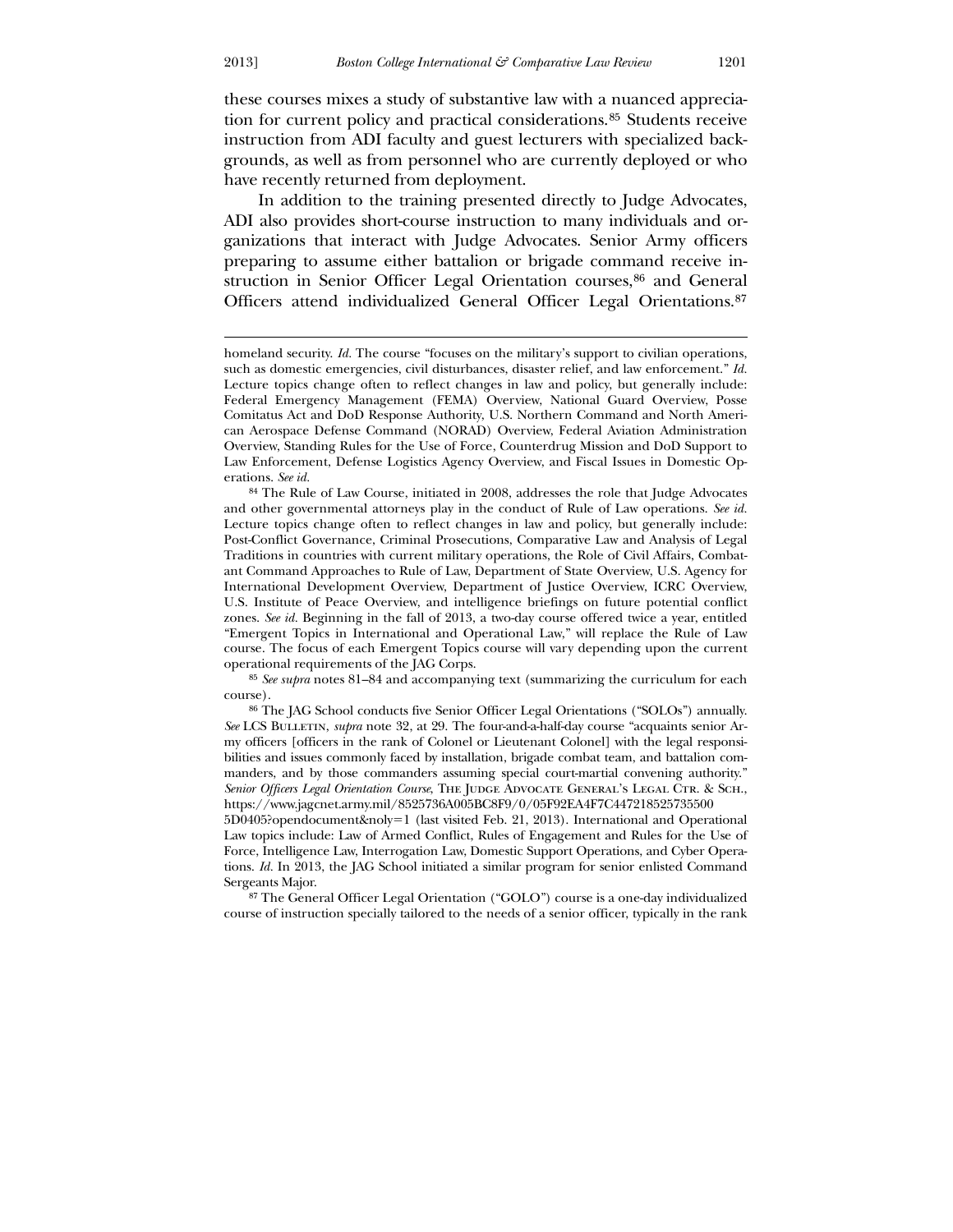these courses mixes a study of substantive law with a nuanced appreciation for current policy and practical considerations.[85] Students receive instruction from ADI faculty and guest lecturers with specialized backgrounds, as well as from personnel who are currently deployed or who have recently returned from deployment.

In addition to the training presented directly to Judge Advocates, ADI also provides short-course instruction to many individuals and organizations that interact with Judge Advocates. Senior Army officers preparing to assume either battalion or brigade command receive instruction in Senior Officer Legal Orientation courses,[86] and General Officers attend individualized General Officer Legal Orientations.[87]

---

homeland security. *Id.* The course "focuses on the military's support to civilian operations, such as domestic emergencies, civil disturbances, disaster relief, and law enforcement." *Id.* Lecture topics change often to reflect changes in law and policy, but generally include: Federal Emergency Management (FEMA) Overview, National Guard Overview, Posse Comitatus Act and DoD Response Authority, U.S. Northern Command and North American Aerospace Defense Command (NORAD) Overview, Federal Aviation Administration Overview, Standing Rules for the Use of Force, Counterdrug Mission and DoD Support to Law Enforcement, Defense Logistics Agency Overview, and Fiscal Issues in Domestic Operations. *See id.*

[84] The Rule of Law Course, initiated in 2008, addresses the role that Judge Advocates and other governmental attorneys play in the conduct of Rule of Law operations. *See id.* Lecture topics change often to reflect changes in law and policy, but generally include: Post-Conflict Governance, Criminal Prosecutions, Comparative Law and Analysis of Legal Traditions in countries with current military operations, the Role of Civil Affairs, Combatant Command Approaches to Rule of Law, Department of State Overview, U.S. Agency for International Development Overview, Department of Justice Overview, ICRC Overview, U.S. Institute of Peace Overview, and intelligence briefings on future potential conflict zones. *See id.* Beginning in the fall of 2013, a two-day course offered twice a year, entitled "Emergent Topics in International and Operational Law," will replace the Rule of Law course. The focus of each Emergent Topics course will vary depending upon the current operational requirements of the JAG Corps.

[85] *See supra* notes 81–84 and accompanying text (summarizing the curriculum for each course).

[86] The JAG School conducts five Senior Officer Legal Orientations ("SOLOs") annually. *See* LCS Bulletin, *supra* note 32, at 29. The four-and-a-half-day course "acquaints senior Army officers [officers in the rank of Colonel or Lieutenant Colonel] with the legal responsibilities and issues commonly faced by installation, brigade combat team, and battalion commanders, and by those commanders assuming special court-martial convening authority." *Senior Officers Legal Orientation Course*, The Judge Advocate General's Legal Ctr. & Sch., https://www.jagcnet.army.mil/8525736A005BC8F9/0/05F92EA4F7C447218525735500 5D0405?opendocument&noly=1 (last visited Feb. 21, 2013). International and Operational Law topics include: Law of Armed Conflict, Rules of Engagement and Rules for the Use of Force, Intelligence Law, Interrogation Law, Domestic Support Operations, and Cyber Operations. *Id.* In 2013, the JAG School initiated a similar program for senior enlisted Command Sergeants Major.

[87] The General Officer Legal Orientation ("GOLO") course is a one-day individualized course of instruction specially tailored to the needs of a senior officer, typically in the rank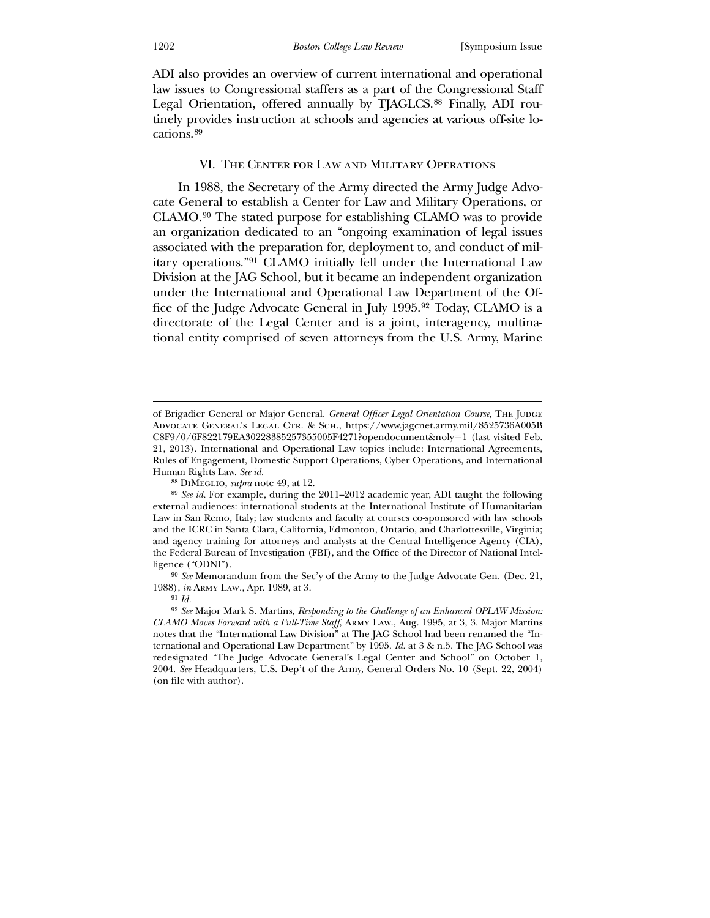ADI also provides an overview of current international and operational law issues to Congressional staffers as a part of the Congressional Staff Legal Orientation, offered annually by TJAGLCS.[88] Finally, ADI routinely provides instruction at schools and agencies at various off-site locations.[89]

## VI. The Center for Law and Military Operations

In 1988, the Secretary of the Army directed the Army Judge Advocate General to establish a Center for Law and Military Operations, or CLAMO.[90] The stated purpose for establishing CLAMO was to provide an organization dedicated to an "ongoing examination of legal issues associated with the preparation for, deployment to, and conduct of military operations."[91] CLAMO initially fell under the International Law Division at the JAG School, but it became an independent organization under the International and Operational Law Department of the Office of the Judge Advocate General in July 1995.[92] Today, CLAMO is a directorate of the Legal Center and is a joint, interagency, multinational entity comprised of seven attorneys from the U.S. Army, Marine

---

of Brigadier General or Major General. *General Officer Legal Orientation Course*, The Judge Advocate General's Legal Ctr. & Sch., https://www.jagcnet.army.mil/8525736A005BC8F9/0/6F822179EA30228385257355005F4271?opendocument&noly=1 (last visited Feb. 21, 2013). International and Operational Law topics include: International Agreements, Rules of Engagement, Domestic Support Operations, Cyber Operations, and International Human Rights Law. *See id.*

[88] DiMeglio, *supra* note 49, at 12.

[89] *See id.* For example, during the 2011–2012 academic year, ADI taught the following external audiences: international students at the International Institute of Humanitarian Law in San Remo, Italy; law students and faculty at courses co-sponsored with law schools and the ICRC in Santa Clara, California, Edmonton, Ontario, and Charlottesville, Virginia; and agency training for attorneys and analysts at the Central Intelligence Agency (CIA), the Federal Bureau of Investigation (FBI), and the Office of the Director of National Intelligence ("ODNI").

[90] *See* Memorandum from the Sec'y of the Army to the Judge Advocate Gen. (Dec. 21, 1988), *in* Army Law., Apr. 1989, at 3.

[91] *Id.*

[92] *See* Major Mark S. Martins, *Responding to the Challenge of an Enhanced OPLAW Mission: CLAMO Moves Forward with a Full-Time Staff*, Army Law., Aug. 1995, at 3, 3. Major Martins notes that the "International Law Division" at The JAG School had been renamed the "International and Operational Law Department" by 1995. *Id.* at 3 & n.5. The JAG School was redesignated "The Judge Advocate General's Legal Center and School" on October 1, 2004. *See* Headquarters, U.S. Dep't of the Army, General Orders No. 10 (Sept. 22, 2004) (on file with author).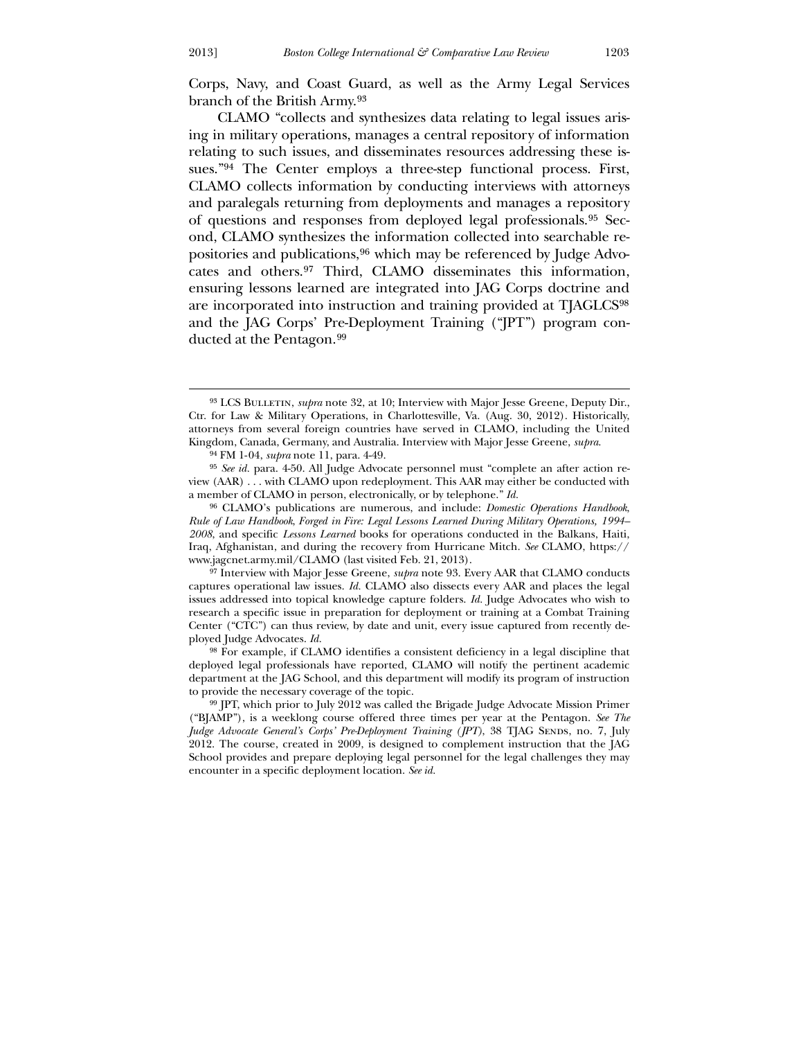Corps, Navy, and Coast Guard, as well as the Army Legal Services branch of the British Army.[93]

CLAMO "collects and synthesizes data relating to legal issues arising in military operations, manages a central repository of information relating to such issues, and disseminates resources addressing these issues."[94] The Center employs a three-step functional process. First, CLAMO collects information by conducting interviews with attorneys and paralegals returning from deployments and manages a repository of questions and responses from deployed legal professionals.[95] Second, CLAMO synthesizes the information collected into searchable repositories and publications,[96] which may be referenced by Judge Advocates and others.[97] Third, CLAMO disseminates this information, ensuring lessons learned are integrated into JAG Corps doctrine and are incorporated into instruction and training provided at TJAGLCS[98] and the JAG Corps' Pre-Deployment Training ("JPT") program conducted at the Pentagon.[99]

---

[93] LCS Bulletin, *supra* note 32, at 10; Interview with Major Jesse Greene, Deputy Dir., Ctr. for Law & Military Operations, in Charlottesville, Va. (Aug. 30, 2012). Historically, attorneys from several foreign countries have served in CLAMO, including the United Kingdom, Canada, Germany, and Australia. Interview with Major Jesse Greene, *supra*.

[94] FM 1-04, *supra* note 11, para. 4-49.

[95] *See id.* para. 4-50. All Judge Advocate personnel must "complete an after action review (AAR) . . . with CLAMO upon redeployment. This AAR may either be conducted with a member of CLAMO in person, electronically, or by telephone." *Id.*

[96] CLAMO's publications are numerous, and include: *Domestic Operations Handbook*, *Rule of Law Handbook*, *Forged in Fire: Legal Lessons Learned During Military Operations, 1994–2008*, and specific *Lessons Learned* books for operations conducted in the Balkans, Haiti, Iraq, Afghanistan, and during the recovery from Hurricane Mitch. *See* CLAMO, https://www.jagcnet.army.mil/CLAMO (last visited Feb. 21, 2013).

[97] Interview with Major Jesse Greene, *supra* note 93. Every AAR that CLAMO conducts captures operational law issues. *Id.* CLAMO also dissects every AAR and places the legal issues addressed into topical knowledge capture folders. *Id.* Judge Advocates who wish to research a specific issue in preparation for deployment or training at a Combat Training Center ("CTC") can thus review, by date and unit, every issue captured from recently deployed Judge Advocates. *Id.*

[98] For example, if CLAMO identifies a consistent deficiency in a legal discipline that deployed legal professionals have reported, CLAMO will notify the pertinent academic department at the JAG School, and this department will modify its program of instruction to provide the necessary coverage of the topic.

[99] JPT, which prior to July 2012 was called the Brigade Judge Advocate Mission Primer ("BJAMP"), is a weeklong course offered three times per year at the Pentagon. *See The Judge Advocate General's Corps' Pre-Deployment Training (JPT)*, 38 TJAG Sends, no. 7, July 2012. The course, created in 2009, is designed to complement instruction that the JAG School provides and prepare deploying legal personnel for the legal challenges they may encounter in a specific deployment location. *See id.*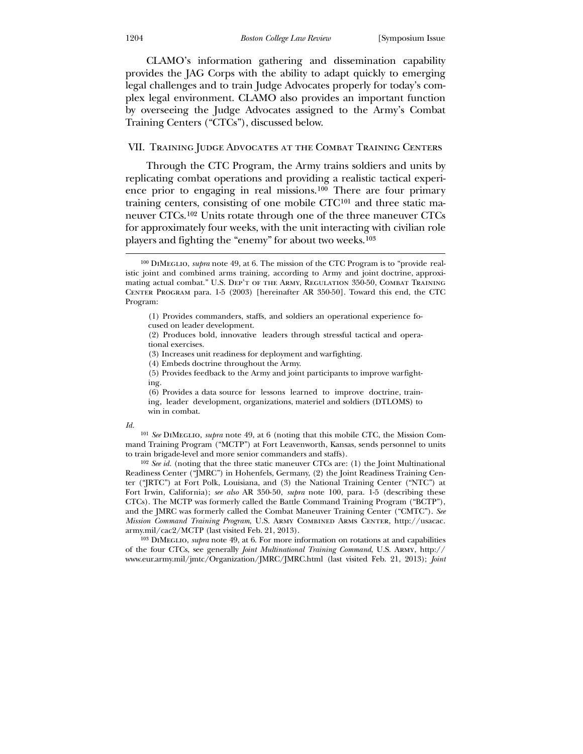CLAMO's information gathering and dissemination capability provides the JAG Corps with the ability to adapt quickly to emerging legal challenges and to train Judge Advocates properly for today's complex legal environment. CLAMO also provides an important function by overseeing the Judge Advocates assigned to the Army's Combat Training Centers ("CTCs"), discussed below.

## VII. Training Judge Advocates at the Combat Training Centers

Through the CTC Program, the Army trains soldiers and units by replicating combat operations and providing a realistic tactical experience prior to engaging in real missions.[100] There are four primary training centers, consisting of one mobile CTC[101] and three static maneuver CTCs.[102] Units rotate through one of the three maneuver CTCs for approximately four weeks, with the unit interacting with civilian role players and fighting the "enemy" for about two weeks.[103]

---

[100] DiMeglio, *supra* note 49, at 6. The mission of the CTC Program is to "provide realistic joint and combined arms training, according to Army and joint doctrine, approximating actual combat." U.S. Dep't of the Army, Regulation 350-50, Combat Training Center Program para. 1-5 (2003) [hereinafter AR 350-50]. Toward this end, the CTC Program:

> (1) Provides commanders, staffs, and soldiers an operational experience focused on leader development.
> (2) Produces bold, innovative leaders through stressful tactical and operational exercises.
> (3) Increases unit readiness for deployment and warfighting.
> (4) Embeds doctrine throughout the Army.
> (5) Provides feedback to the Army and joint participants to improve warfighting.
> (6) Provides a data source for lessons learned to improve doctrine, training, leader development, organizations, materiel and soldiers (DTLOMS) to win in combat.

*Id.*

[101] *See* DiMeglio, *supra* note 49, at 6 (noting that this mobile CTC, the Mission Command Training Program ("MCTP") at Fort Leavenworth, Kansas, sends personnel to units to train brigade-level and more senior commanders and staffs).

[102] *See id.* (noting that the three static maneuver CTCs are: (1) the Joint Multinational Readiness Center ("JMRC") in Hohenfels, Germany, (2) the Joint Readiness Training Center ("JRTC") at Fort Polk, Louisiana, and (3) the National Training Center ("NTC") at Fort Irwin, California); *see also* AR 350-50, *supra* note 100, para. 1-5 (describing these CTCs). The MCTP was formerly called the Battle Command Training Program ("BCTP"), and the JMRC was formerly called the Combat Maneuver Training Center ("CMTC"). *See Mission Command Training Program*, U.S. Army Combined Arms Center, http://usacac.army.mil/cac2/MCTP (last visited Feb. 21, 2013).

[103] DiMeglio, *supra* note 49, at 6. For more information on rotations at and capabilities of the four CTCs, see generally *Joint Multinational Training Command*, U.S. Army, http://www.eur.army.mil/jmtc/Organization/JMRC/JMRC.html (last visited Feb. 21, 2013); *Joint*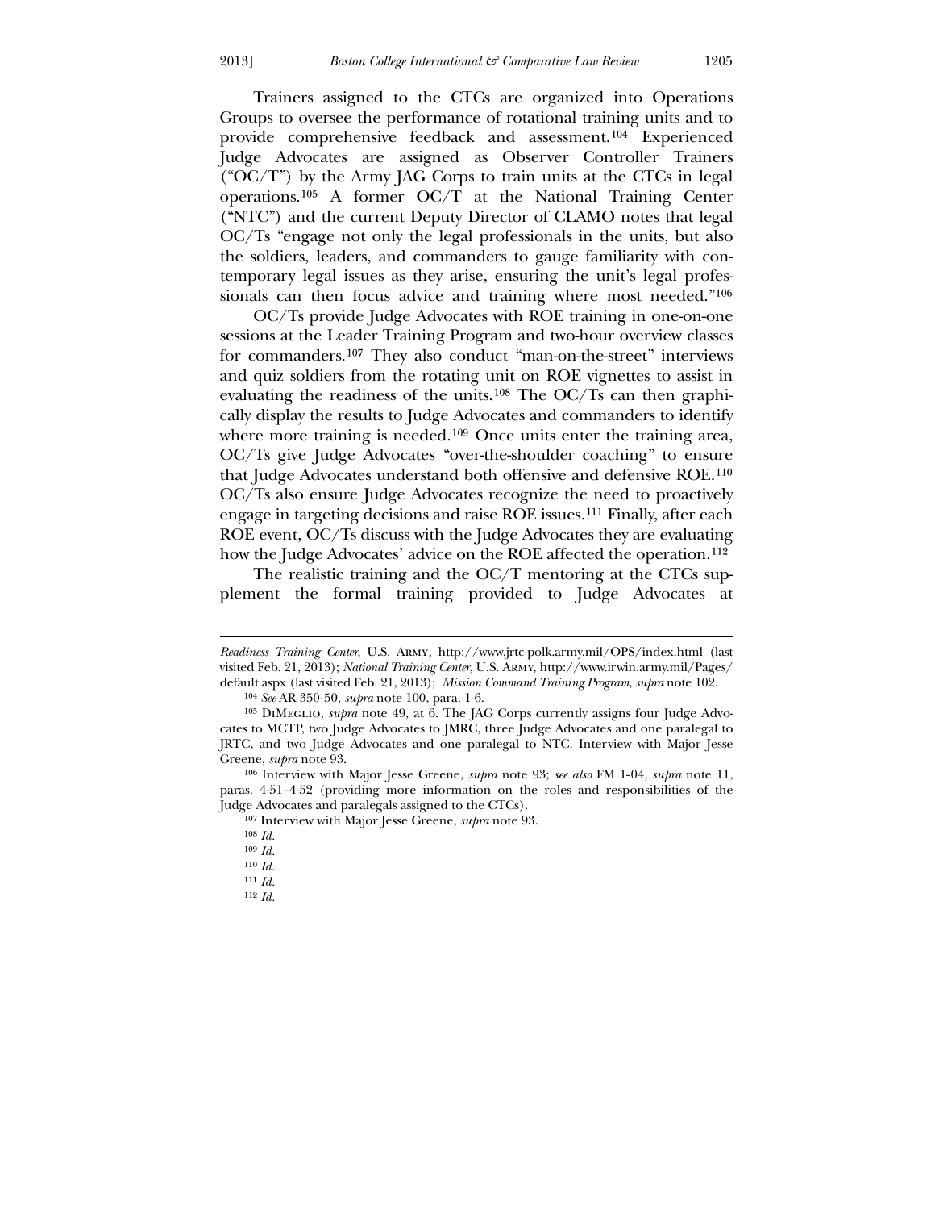Trainers assigned to the CTCs are organized into Operations Groups to oversee the performance of rotational training units and to provide comprehensive feedback and assessment.[104] Experienced Judge Advocates are assigned as Observer Controller Trainers ("OC/T") by the Army JAG Corps to train units at the CTCs in legal operations.[105] A former OC/T at the National Training Center ("NTC") and the current Deputy Director of CLAMO notes that legal OC/Ts "engage not only the legal professionals in the units, but also the soldiers, leaders, and commanders to gauge familiarity with contemporary legal issues as they arise, ensuring the unit's legal professionals can then focus advice and training where most needed."[106]

OC/Ts provide Judge Advocates with ROE training in one-on-one sessions at the Leader Training Program and two-hour overview classes for commanders.[107] They also conduct "man-on-the-street" interviews and quiz soldiers from the rotating unit on ROE vignettes to assist in evaluating the readiness of the units.[108] The OC/Ts can then graphically display the results to Judge Advocates and commanders to identify where more training is needed.[109] Once units enter the training area, OC/Ts give Judge Advocates "over-the-shoulder coaching" to ensure that Judge Advocates understand both offensive and defensive ROE.[110] OC/Ts also ensure Judge Advocates recognize the need to proactively engage in targeting decisions and raise ROE issues.[111] Finally, after each ROE event, OC/Ts discuss with the Judge Advocates they are evaluating how the Judge Advocates' advice on the ROE affected the operation.[112]

The realistic training and the OC/T mentoring at the CTCs supplement the formal training provided to Judge Advocates at

---

*Readiness Training Center*, U.S. Army, http://www.jrtc-polk.army.mil/OPS/index.html (last visited Feb. 21, 2013); *National Training Center*, U.S. Army, http://www.irwin.army.mil/Pages/default.aspx (last visited Feb. 21, 2013); *Mission Command Training Program*, *supra* note 102.

[104] *See* AR 350-50, *supra* note 100, para. 1-6.

[105] DiMeglio, *supra* note 49, at 6. The JAG Corps currently assigns four Judge Advocates to MCTP, two Judge Advocates to JMRC, three Judge Advocates and one paralegal to JRTC, and two Judge Advocates and one paralegal to NTC. Interview with Major Jesse Greene, *supra* note 93.

[106] Interview with Major Jesse Greene, *supra* note 93; *see also* FM 1-04, *supra* note 11, paras. 4-51–4-52 (providing more information on the roles and responsibilities of the Judge Advocates and paralegals assigned to the CTCs).

[107] Interview with Major Jesse Greene, *supra* note 93.

[108] *Id.*

[109] *Id.*

[110] *Id.*

[111] *Id.*

[112] *Id.*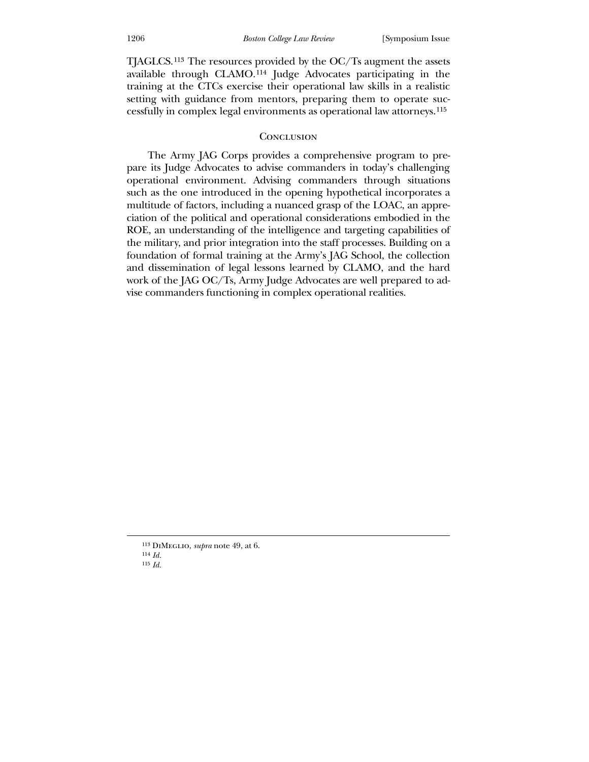TJAGLCS.[113] The resources provided by the OC/Ts augment the assets available through CLAMO.[114] Judge Advocates participating in the training at the CTCs exercise their operational law skills in a realistic setting with guidance from mentors, preparing them to operate successfully in complex legal environments as operational law attorneys.[115]

## Conclusion

The Army JAG Corps provides a comprehensive program to prepare its Judge Advocates to advise commanders in today's challenging operational environment. Advising commanders through situations such as the one introduced in the opening hypothetical incorporates a multitude of factors, including a nuanced grasp of the LOAC, an appreciation of the political and operational considerations embodied in the ROE, an understanding of the intelligence and targeting capabilities of the military, and prior integration into the staff processes. Building on a foundation of formal training at the Army's JAG School, the collection and dissemination of legal lessons learned by CLAMO, and the hard work of the JAG OC/Ts, Army Judge Advocates are well prepared to advise commanders functioning in complex operational realities.

---

[113] DiMeglio, *supra* note 49, at 6.

[114] *Id.*

[115] *Id.*